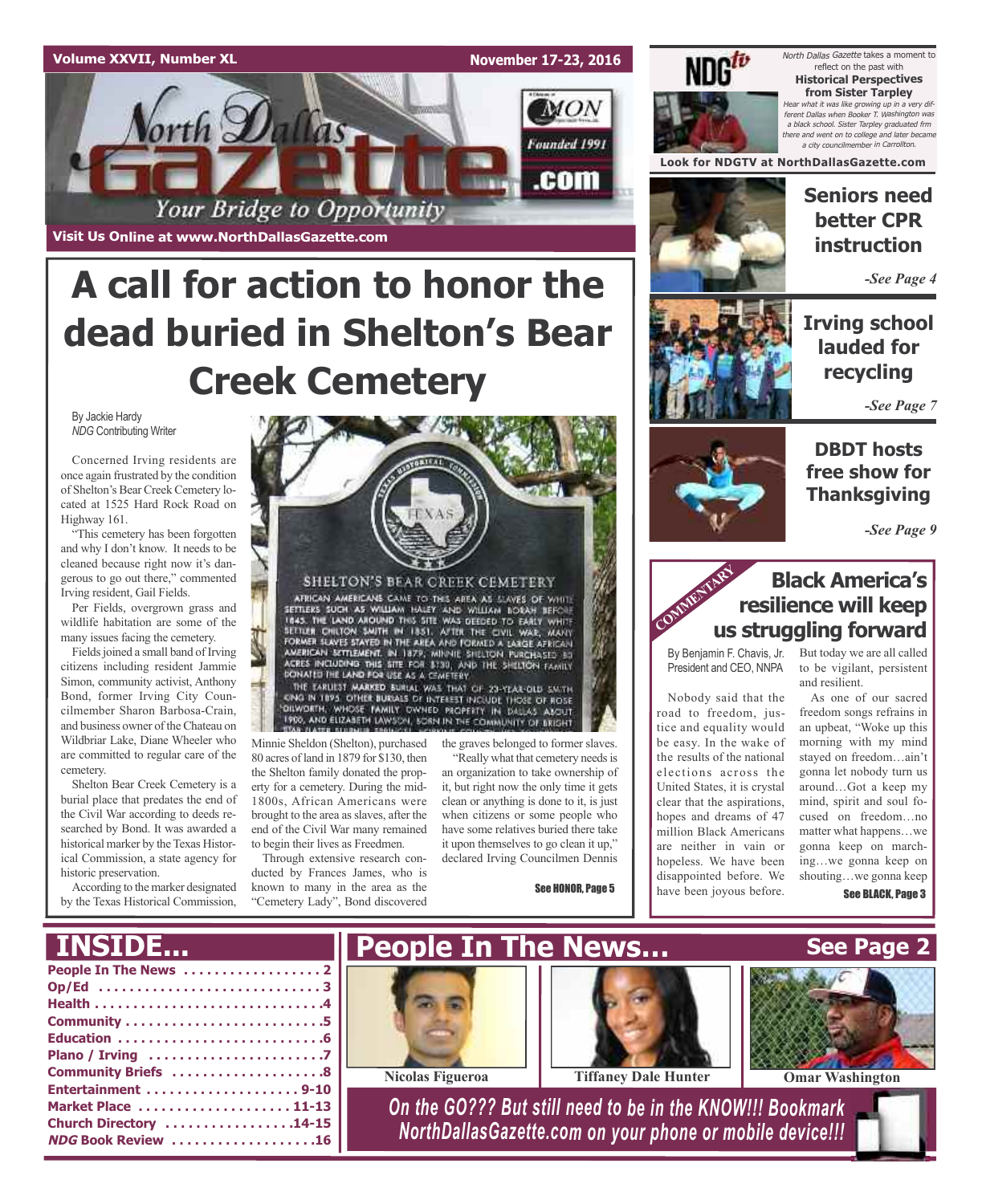Volume XXVII, Number XL

November 17-23, 2016

# North Dallas Gazette

Your Bridge to Opportunity

Founded 1991

Visit Us Online at www.NorthDallasGazette.com

# A call for action to honor the dead buried in Shelton's Bear Creek Cemetery

By Jackie Hardy
*NDG* Contributing Writer

Concerned Irving residents are once again frustrated by the condition of Shelton's Bear Creek Cemetery located at 1525 Hard Rock Road on Highway 161.

"This cemetery has been forgotten and why I don't know. It needs to be cleaned because right now it's dangerous to go out there," commented Irving resident, Gail Fields.

Per Fields, overgrown grass and wildlife habitation are some of the many issues facing the cemetery.

Fields joined a small band of Irving citizens including resident Jammie Simon, community activist, Anthony Bond, former Irving City Councilmember Sharon Barbosa-Crain, and business owner of the Chateau on Wildbriar Lake, Diane Wheeler who are committed to regular care of the cemetery.

Shelton Bear Creek Cemetery is a burial place that predates the end of the Civil War according to deeds researched by Bond. It was awarded a historical marker by the Texas Historical Commission, a state agency for historic preservation.

According to the marker designated by the Texas Historical Commission,

SHELTON'S BEAR CREEK CEMETERY

AFRICAN AMERICANS CAME TO THIS AREA AS SLAVES OF WHITE SETTLERS SUCH AS WILLIAM HALEY AND WILLIAM BORAH BEFORE 1845. THE LAND AROUND THIS SITE WAS DEEDED TO EARLY WHITE SETTLER CHILTON SMITH IN 1851. AFTER THE CIVIL WAR, MANY FORMER SLAVES STAYED IN THE AREA AND FORMED A LARGE AFRICAN AMERICAN SETTLEMENT. IN 1879, MINNIE SHELTON PURCHASED 80 ACRES INCLUDING THIS SITE FOR $130, AND THE SHELTON FAMILY DONATED THE LAND FOR USE AS A CEMETERY.

THE EARLIEST MARKED BURIAL WAS THAT OF 23-YEAR-OLD SMITH KING IN 1895. OTHER BURIALS OF INTEREST INCLUDE THOSE OF ROSE DILWORTH, WHOSE FAMILY OWNED PROPERTY IN DALLAS ABOUT 1900, AND ELIZABETH LAWSON, BORN IN THE COMMUNITY OF BRIGHT STAR (LATER SULPHUR SPRINGS)...

Minnie Sheldon (Shelton), purchased 80 acres of land in 1879 for $130, then the Shelton family donated the property for a cemetery. During the mid-1800s, African Americans were brought to the area as slaves, after the end of the Civil War many remained to begin their lives as Freedmen.

Through extensive research conducted by Frances James, who is known to many in the area as the "Cemetery Lady", Bond discovered the graves belonged to former slaves.

"Really what that cemetery needs is an organization to take ownership of it, but right now the only time it gets clean or anything is done to it, is just when citizens or some people who have some relatives buried there take it upon themselves to go clean it up," declared Irving Councilmen Dennis

See HONOR, Page 5

---

NDG tv

*North Dallas Gazette* takes a moment to reflect on the past with **Historical Perspectives from Sister Tarpley**

*Hear what it was like growing up in a very different Dallas when Booker T. Washington was a black school. Sister Tarpley graduated frm there and went on to college and later became a city councilmember in Carrollton.*

**Look for NDGTV at NorthDallasGazette.com**

## Seniors need better CPR instruction

*-See Page 4*

## Irving school lauded for recycling

*-See Page 7*

## DBDT hosts free show for Thanksgiving

*-See Page 9*

---

COMMENTARY

## Black America's resilience will keep us struggling forward

By Benjamin F. Chavis, Jr.
President and CEO, NNPA

Nobody said that the road to freedom, justice and equality would be easy. In the wake of the results of the national elections across the United States, it is crystal clear that the aspirations, hopes and dreams of 47 million Black Americans are neither in vain or hopeless. We have been disappointed before. We have been joyous before. But today we are all called to be vigilant, persistent and resilient.

As one of our sacred freedom songs refrains in an upbeat, "Woke up this morning with my mind stayed on freedom…ain't gonna let nobody turn us around…Got a keep my mind, spirit and soul focused on freedom…no matter what happens…we gonna keep on marching…we gonna keep on shouting…we gonna keep

See BLACK, Page 3

---

## INSIDE...

- People In The News . . . . . . . . . . 2
- Op/Ed . . . . . . . . . . 3
- Health . . . . . . . . . . 4
- Community . . . . . . . . . . 5
- Education . . . . . . . . . . 6
- Plano / Irving . . . . . . . . . . 7
- Community Briefs . . . . . . . . . . 8
- Entertainment . . . . . . . . . . 9-10
- Market Place . . . . . . . . . . 11-13
- Church Directory . . . . . . . . . . 14-15
- *NDG* Book Review . . . . . . . . . . 16

## People In The News... See Page 2

Nicolas Figueroa

Tiffaney Dale Hunter

Omar Washington

*On the GO??? But still need to be in the KNOW!!! Bookmark NorthDallasGazette.com on your phone or mobile device!!!*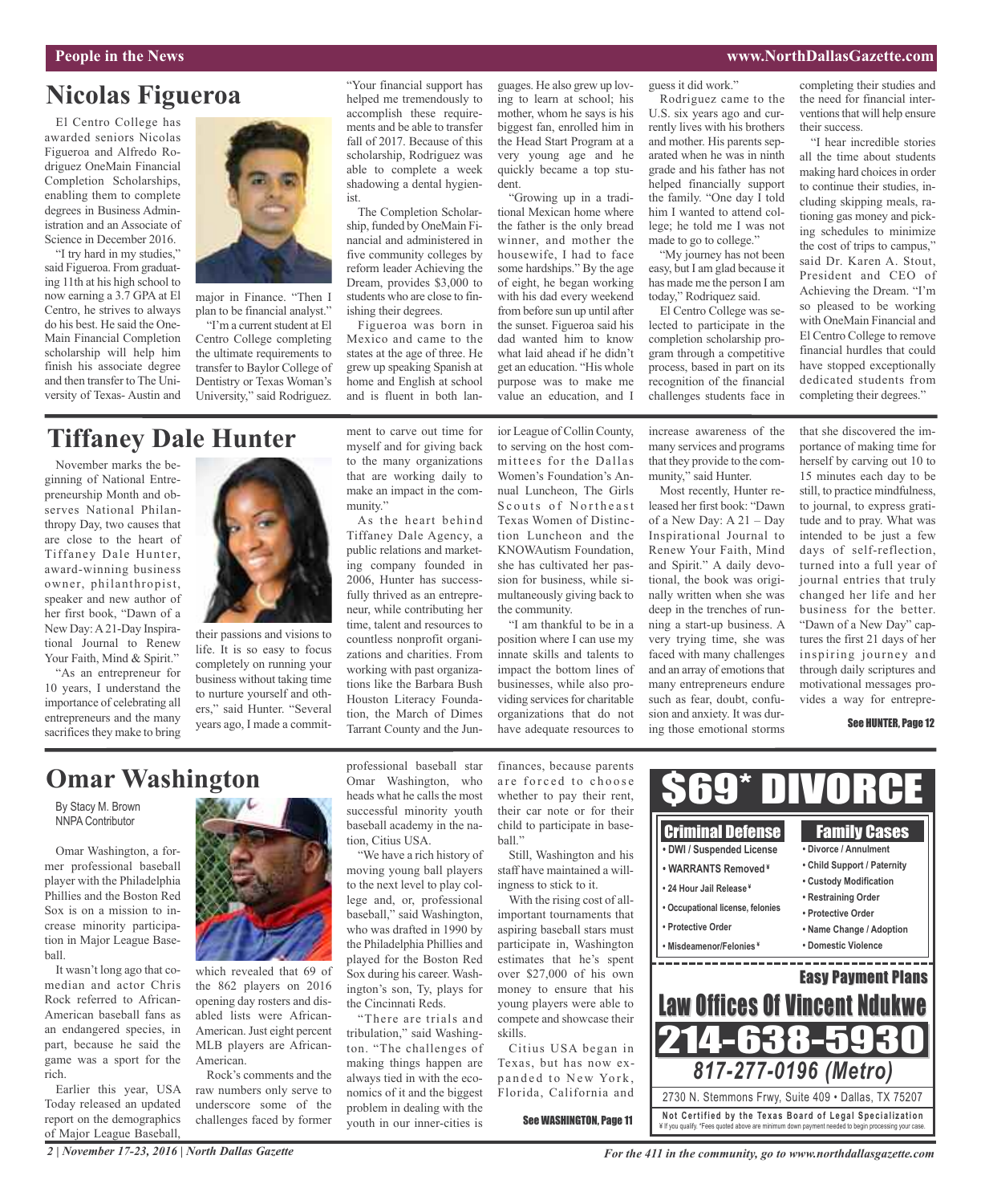# Nicolas Figueroa

El Centro College has awarded seniors Nicolas Figueroa and Alfredo Rodriguez OneMain Financial Completion Scholarships, enabling them to complete degrees in Business Administration and an Associate of Science in December 2016.

"I try hard in my studies," said Figueroa. From graduating 11th at his high school to now earning a 3.7 GPA at El Centro, he strives to always do his best. He said the OneMain Financial Completion scholarship will help him finish his associate degree and then transfer to The University of Texas- Austin and major in Finance. "Then I plan to be financial analyst."

"I'm a current student at El Centro College completing the ultimate requirements to transfer to Baylor College of Dentistry or Texas Woman's University," said Rodriguez. "Your financial support has helped me tremendously to accomplish these requirements and be able to transfer fall of 2017. Because of this scholarship, Rodriguez was able to complete a week shadowing a dental hygienist.

The Completion Scholarship, funded by OneMain Financial and administered in five community colleges by reform leader Achieving the Dream, provides $3,000 to students who are close to finishing their degrees.

Figueroa was born in Mexico and came to the states at the age of three. He grew up speaking Spanish at home and English at school and is fluent in both languages. He also grew up loving to learn at school; his mother, whom he says is his biggest fan, enrolled him in the Head Start Program at a very young age and he quickly became a top student.

"Growing up in a traditional Mexican home where the father is the only bread winner, and mother the housewife, I had to face some hardships." By the age of eight, he began working with his dad every weekend from before sun up until after the sunset. Figueroa said his dad wanted him to know what laid ahead if he didn't get an education. "His whole purpose was to make me value an education, and I guess it did work."

Rodriguez came to the U.S. six years ago and currently lives with his brothers and mother. His parents separated when he was in ninth grade and his father has not helped financially support the family. "One day I told him I wanted to attend college; he told me I was not made to go to college."

"My journey has not been easy, but I am glad because it has made me the person I am today," Rodriquez said.

El Centro College was selected to participate in the completion scholarship program through a competitive process, based in part on its recognition of the financial challenges students face in completing their studies and the need for financial interventions that will help ensure their success.

"I hear incredible stories all the time about students making hard choices in order to continue their studies, including skipping meals, rationing gas money and picking schedules to minimize the cost of trips to campus," said Dr. Karen A. Stout, President and CEO of Achieving the Dream. "I'm so pleased to be working with OneMain Financial and El Centro College to remove financial hurdles that could have stopped exceptionally dedicated students from completing their degrees."

# Tiffaney Dale Hunter

November marks the beginning of National Entrepreneurship Month and observes National Philanthropy Day, two causes that are close to the heart of Tiffaney Dale Hunter, award-winning business owner, philanthropist, speaker and new author of her first book, "Dawn of a New Day: A 21-Day Inspirational Journal to Renew Your Faith, Mind & Spirit."

"As an entrepreneur for 10 years, I understand the importance of celebrating all entrepreneurs and the many sacrifices they make to bring their passions and visions to life. It is so easy to focus completely on running your business without taking time to nurture yourself and others," said Hunter. "Several years ago, I made a commitment to carve out time for myself and for giving back to the many organizations that are working daily to make an impact in the community."

As the heart behind Tiffaney Dale Agency, a public relations and marketing company founded in 2006, Hunter has successfully thrived as an entrepreneur, while contributing her time, talent and resources to countless nonprofit organizations and charities. From working with past organizations like the Barbara Bush Houston Literacy Foundation, the March of Dimes Tarrant County and the Junior League of Collin County, to serving on the host committees for the Dallas Women's Foundation's Annual Luncheon, The Girls Scouts of Northeast Texas Women of Distinction Luncheon and the KNOWAutism Foundation, she has cultivated her passion for business, while simultaneously giving back to the community.

"I am thankful to be in a position where I can use my innate skills and talents to impact the bottom lines of businesses, while also providing services for charitable organizations that do not have adequate resources to increase awareness of the many services and programs that they provide to the community," said Hunter.

Most recently, Hunter released her first book: "Dawn of a New Day: A 21 – Day Inspirational Journal to Renew Your Faith, Mind and Spirit." A daily devotional, the book was originally written when she was deep in the trenches of running a start-up business. A very trying time, she was faced with many challenges and an array of emotions that many entrepreneurs endure such as fear, doubt, confusion and anxiety. It was during those emotional storms that she discovered the importance of making time for herself by carving out 10 to 15 minutes each day to be still, to practice mindfulness, to journal, to express gratitude and to pray. What was intended to be just a few days of self-reflection, turned into a full year of journal entries that truly changed her life and her business for the better. "Dawn of a New Day" captures the first 21 days of her inspiring journey and through daily scriptures and motivational messages provides a way for entrepre-

See HUNTER, Page 12

# Omar Washington

By Stacy M. Brown
NNPA Contributor

Omar Washington, a former professional baseball player with the Philadelphia Phillies and the Boston Red Sox is on a mission to increase minority participation in Major League Baseball.

It wasn't long ago that comedian and actor Chris Rock referred to African-American baseball fans as an endangered species, in part, because he said the game was a sport for the rich.

Earlier this year, USA Today released an updated report on the demographics of Major League Baseball, which revealed that 69 of the 862 players on 2016 opening day rosters and disabled lists were African-American. Just eight percent MLB players are African-American.

Rock's comments and the raw numbers only serve to underscore some of the challenges faced by former professional baseball star Omar Washington, who heads what he calls the most successful minority youth baseball academy in the nation, Citius USA.

"We have a rich history of moving young ball players to the next level to play college and, or, professional baseball," said Washington, who was drafted in 1990 by the Philadelphia Phillies and played for the Boston Red Sox during his career. Washington's son, Ty, plays for the Cincinnati Reds.

"There are trials and tribulation," said Washington. "The challenges of making things happen are always tied in with the economics of it and the biggest problem in dealing with the youth in our inner-cities is finances, because parents are forced to choose whether to pay their rent, their car note or for their child to participate in baseball."

Still, Washington and his staff have maintained a willingness to stick to it.

With the rising cost of all-important tournaments that aspiring baseball stars must participate in, Washington estimates that he's spent over $27,000 of his own money to ensure that his young players were able to compete and showcase their skills.

Citius USA began in Texas, but has now expanded to New York, Florida, California and

See WASHINGTON, Page 11

---

**$69* DIVORCE**

**Criminal Defense**
- DWI / Suspended License
- WARRANTS Removed ¥
- 24 Hour Jail Release ¥
- Occupational license, felonies
- Protective Order
- Misdeamenor/Felonies ¥

**Family Cases**
- Divorce / Annulment
- Child Support / Paternity
- Custody Modification
- Restraining Order
- Protective Order
- Name Change / Adoption
- Domestic Violence

**Easy Payment Plans**

**Law Offices Of Vincent Ndukwe**

**214-638-5930**

*817-277-0196 (Metro)*

2730 N. Stemmons Frwy, Suite 409 • Dallas, TX 75207

Not Certified by the Texas Board of Legal Specialization

¥ If you qualify. *Fees quoted above are minimum down payment needed to begin processing your case.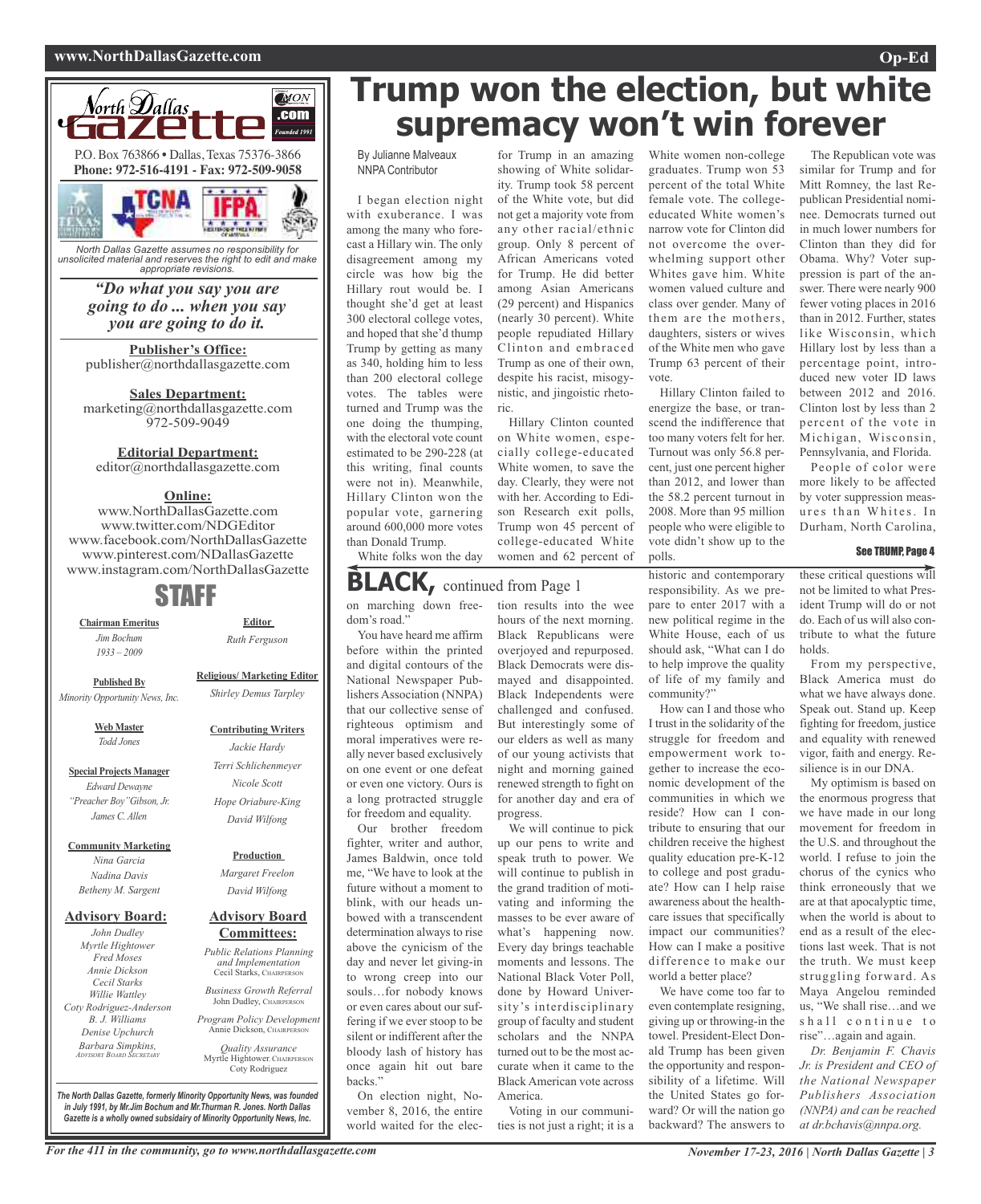# Trump won the election, but white supremacy won't win forever

By Julianne Malveaux
NNPA Contributor

I began election night with exuberance. I was among the many who forecast a Hillary win. The only disagreement among my circle was how big the Hillary rout would be. I thought she'd get at least 300 electoral college votes, and hoped that she'd thump Trump by getting as many as 340, holding him to less than 200 electoral college votes. The tables were turned and Trump was the one doing the thumping, with the electoral vote count estimated to be 290-228 (at this writing, final counts were not in). Meanwhile, Hillary Clinton won the popular vote, garnering around 600,000 more votes than Donald Trump.

White folks won the day for Trump in an amazing showing of White solidarity. Trump took 58 percent of the White vote, but did not get a majority vote from any other racial/ethnic group. Only 8 percent of African Americans voted for Trump. He did better among Asian Americans (29 percent) and Hispanics (nearly 30 percent). White people repudiated Hillary Clinton and embraced Trump as one of their own, despite his racist, misogynistic, and jingoistic rhetoric.

Hillary Clinton counted on White women, especially college-educated White women, to save the day. Clearly, they were not with her. According to Edison Research exit polls, Trump won 45 percent of college-educated White women and 62 percent of White women non-college graduates. Trump won 53 percent of the total White female vote. The college-educated White women's narrow vote for Clinton did not overcome the overwhelming support other Whites gave him. White women valued culture and class over gender. Many of them are the mothers, daughters, sisters or wives of the White men who gave Trump 63 percent of their vote.

Hillary Clinton failed to energize the base, or transcend the indifference that too many voters felt for her. Turnout was only 56.8 percent, just one percent higher than 2012, and lower than the 58.2 percent turnout in 2008. More than 95 million people who were eligible to vote didn't show up to the polls.

The Republican vote was similar for Trump and for Mitt Romney, the last Republican Presidential nominee. Democrats turned out in much lower numbers for Clinton than they did for Obama. Why? Voter suppression is part of the answer. There were nearly 900 fewer voting places in 2016 than in 2012. Further, states like Wisconsin, which Hillary lost by less than a percentage point, introduced new voter ID laws between 2012 and 2016. Clinton lost by less than 2 percent of the vote in Michigan, Wisconsin, Pennsylvania, and Florida.

People of color were more likely to be affected by voter suppression measures than Whites. In Durham, North Carolina,

**See TRUMP, Page 4**

## BLACK, continued from Page 1

on marching down freedom's road."

You have heard me affirm before within the printed and digital contours of the National Newspaper Publishers Association (NNPA) that our collective sense of righteous optimism and moral imperatives were really never based exclusively on one event or one defeat or even one victory. Ours is a long protracted struggle for freedom and equality.

Our brother freedom fighter, writer and author, James Baldwin, once told me, "We have to look at the future without a moment to blink, with our heads unbowed with a transcendent determination always to rise above the cynicism of the day and never let giving-in to wrong creep into our souls…for nobody knows or even cares about our suffering if we ever stoop to be silent or indifferent after the bloody lash of history has once again hit out bare backs."

On election night, November 8, 2016, the entire world waited for the election results into the wee hours of the next morning. Black Republicans were overjoyed and repurposed. Black Democrats were dismayed and disappointed. Black Independents were challenged and confused. But interestingly some of our elders as well as many of our young activists that night and morning gained renewed strength to fight on for another day and era of progress.

We will continue to pick up our pens to write and speak truth to power. We will continue to publish in the grand tradition of motivating and informing the masses to be ever aware of what's happening now. Every day brings teachable moments and lessons. The National Black Voter Poll, done by Howard University's interdisciplinary group of faculty and student scholars and the NNPA turned out to be the most accurate when it came to the Black American vote across America.

Voting in our communities is not just a right; it is a historic and contemporary responsibility. As we prepare to enter 2017 with a new political regime in the White House, each of us should ask, "What can I do to help improve the quality of life of my family and community?"

How can I and those who I trust in the solidarity of the struggle for freedom and empowerment work together to increase the economic development of the communities in which we reside? How can I contribute to ensuring that our children receive the highest quality education pre-K-12 to college and post graduate? How can I help raise awareness about the healthcare issues that specifically impact our communities? How can I make a positive difference to make our world a better place?

We have come too far to even contemplate resigning, giving up or throwing-in the towel. President-Elect Donald Trump has been given the opportunity and responsibility of a lifetime. Will the United States go forward? Or will the nation go backward? The answers to these critical questions will not be limited to what President Trump will do or not do. Each of us will also contribute to what the future holds.

From my perspective, Black America must do what we have always done. Speak out. Stand up. Keep fighting for freedom, justice and equality with renewed vigor, faith and energy. Resilience is in our DNA.

My optimism is based on the enormous progress that we have made in our long movement for freedom in the U.S. and throughout the world. I refuse to join the chorus of the cynics who think erroneously that we are at that apocalyptic time, when the world is about to end as a result of the elections last week. That is not the truth. We must keep struggling forward. As Maya Angelou reminded us, "We shall rise…and we shall continue to rise"…again and again.

*Dr. Benjamin F. Chavis Jr. is President and CEO of the National Newspaper Publishers Association (NNPA) and can be reached at dr.bchavis@nnpa.org.*

---

**North Dallas Gazette**

P.O. Box 763866 • Dallas, Texas 75376-3866
**Phone: 972-516-4191 - Fax: 972-509-9058**

*North Dallas Gazette assumes no responsibility for unsolicited material and reserves the right to edit and make appropriate revisions.*

***"Do what you say you are going to do ... when you say you are going to do it.***

**Publisher's Office:**
publisher@northdallasgazette.com

**Sales Department:**
marketing@northdallasgazette.com
972-509-9049

**Editorial Department:**
editor@northdallasgazette.com

**Online:**
www.NorthDallasGazette.com
www.twitter.com/NDGEditor
www.facebook.com/NorthDallasGazette
www.pinterest.com/NDallasGazette
www.instagram.com/NorthDallasGazette

## STAFF

**Chairman Emeritus**
*Jim Bochum*
*1933 – 2009*

**Published By**
*Minority Opportunity News, Inc.*

**Web Master**
*Todd Jones*

**Special Projects Manager**
*Edward Dewayne "Preacher Boy" Gibson, Jr.*
*James C. Allen*

**Community Marketing**
*Nina Garcia*
*Nadina Davis*
*Betheny M. Sargent*

**Advisory Board:**
*John Dudley*
*Myrtle Hightower*
*Fred Moses*
*Annie Dickson*
*Cecil Starks*
*Willie Wattley*
*Coty Rodriguez-Anderson*
*B. J. Williams*
*Denise Upchurch*
*Barbara Simpkins, Advisory Board Secretary*

**Editor**
*Ruth Ferguson*

**Religious/ Marketing Editor**
*Shirley Demus Tarpley*

**Contributing Writers**
*Jackie Hardy*
*Terri Schlichenmeyer*
*Nicole Scott*
*Hope Oriabure-King*
*David Wilfong*

**Production**
*Margaret Freelon*
*David Wilfong*

**Advisory Board Committees:**
*Public Relations Planning and Implementation* — Cecil Starks, Chairperson
*Business Growth Referral* — John Dudley, Chairperson
*Program Policy Development* — Annie Dickson, Chairperson
*Quality Assurance* — Myrtle Hightower, Chairperson; Coty Rodriguez

***The North Dallas Gazette, formerly Minority Opportunity News, was founded in July 1991, by Mr.Jim Bochum and Mr.Thurman R. Jones. North Dallas Gazette is a wholly owned subsidairy of Minority Opportunity News, Inc.***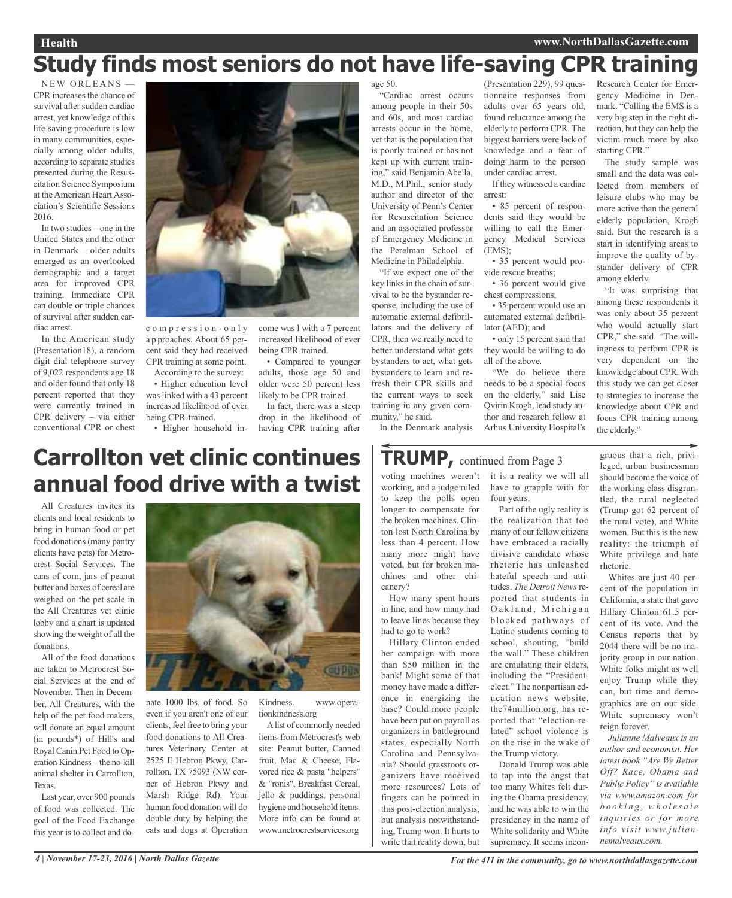# Study finds most seniors do not have life-saving CPR training

NEW ORLEANS — CPR increases the chance of survival after sudden cardiac arrest, yet knowledge of this life-saving procedure is low in many communities, especially among older adults, according to separate studies presented during the Resuscitation Science Symposium at the American Heart Association's Scientific Sessions 2016.

In two studies – one in the United States and the other in Denmark – older adults emerged as an overlooked demographic and a target area for improved CPR training. Immediate CPR can double or triple chances of survival after sudden cardiac arrest.

In the American study (Presentation18), a random digit dial telephone survey of 9,022 respondents age 18 and older found that only 18 percent reported that they were currently trained in CPR delivery – via either conventional CPR or chest compression-only approaches. About 65 percent said they had received CPR training at some point.

According to the survey:

- Higher education level was linked with a 43 percent increased likelihood of ever being CPR-trained.
- Higher household income was l with a 7 percent increased likelihood of ever being CPR-trained.
- Compared to younger adults, those age 50 and older were 50 percent less likely to be CPR trained.

In fact, there was a steep drop in the likelihood of having CPR training after age 50.

"Cardiac arrest occurs among people in their 50s and 60s, and most cardiac arrests occur in the home, yet that is the population that is poorly trained or has not kept up with current training," said Benjamin Abella, M.D., M.Phil., senior study author and director of the University of Penn's Center for Resuscitation Science and an associated professor of Emergency Medicine in the Perelman School of Medicine in Philadelphia.

"If we expect one of the key links in the chain of survival to be the bystander response, including the use of automatic external defibrillators and the delivery of CPR, then we really need to better understand what gets bystanders to act, what gets bystanders to learn and refresh their CPR skills and the current ways to seek training in any given community," he said.

In the Denmark analysis (Presentation 229), 99 questionnaire responses from adults over 65 years old, found reluctance among the elderly to perform CPR. The biggest barriers were lack of knowledge and a fear of doing harm to the person under cardiac arrest.

If they witnessed a cardiac arrest:

- 85 percent of respondents said they would be willing to call the Emergency Medical Services (EMS);
- 35 percent would provide rescue breaths;
- 36 percent would give chest compressions;
- 35 percent would use an automated external defibrillator (AED); and
- only 15 percent said that they would be willing to do all of the above.

"We do believe there needs to be a special focus on the elderly," said Lise Qvirin Krogh, lead study author and research fellow at Arhus University Hospital's Research Center for Emergency Medicine in Denmark. "Calling the EMS is a very big step in the right direction, but they can help the victim much more by also starting CPR."

The study sample was small and the data was collected from members of leisure clubs who may be more active than the general elderly population, Krogh said. But the research is a start in identifying areas to improve the quality of bystander delivery of CPR among elderly.

"It was surprising that among these respondents it was only about 35 percent who would actually start CPR," she said. "The willingness to perform CPR is very dependent on the knowledge about CPR. With this study we can get closer to strategies to increase the knowledge about CPR and focus CPR training among the elderly."

# Carrollton vet clinic continues annual food drive with a twist

All Creatures invites its clients and local residents to bring in human food or pet food donations (many pantry clients have pets) for Metrocrest Social Services. The cans of corn, jars of peanut butter and boxes of cereal are weighed on the pet scale in the All Creatures vet clinic lobby and a chart is updated showing the weight of all the donations.

All of the food donations are taken to Metrocrest Social Services at the end of November. Then in December, All Creatures, with the help of the pet food makers, will donate an equal amount (in pounds*) of Hill's and Royal Canin Pet Food to Operation Kindness – the no-kill animal shelter in Carrollton, Texas.

Last year, over 900 pounds of food was collected. The goal of the Food Exchange this year is to collect and donate 1000 lbs. of food. So even if you aren't one of our clients, feel free to bring your food donations to All Creatures Veterinary Center at 2525 E Hebron Pkwy, Carrollton, TX 75093 (NW corner of Hebron Pkwy and Marsh Ridge Rd). Your human food donation will do double duty by helping the cats and dogs at Operation Kindness. www.operationkindness.org

A list of commonly needed items from Metrocrest's web site: Peanut butter, Canned fruit, Mac & Cheese, Flavored rice & pasta "helpers" & "ronis", Breakfast Cereal, jello & puddings, personal hygiene and household items. More info can be found at www.metrocrestservices.org

# TRUMP, continued from Page 3

voting machines weren't working, and a judge ruled to keep the polls open longer to compensate for the broken machines. Clinton lost North Carolina by less than 4 percent. How many more might have voted, but for broken machines and other chicanery?

How many spent hours in line, and how many had to leave lines because they had to go to work?

Hillary Clinton ended her campaign with more than $50 million in the bank! Might some of that money have made a difference in energizing the base? Could more people have been put on payroll as organizers in battleground states, especially North Carolina and Pennsylvania? Should grassroots organizers have received more resources? Lots of fingers can be pointed in this post-election analysis, but analysis notwithstanding, Trump won. It hurts to write that reality down, but it is a reality we will all have to grapple with for four years.

Part of the ugly reality is the realization that too many of our fellow citizens have embraced a racially divisive candidate whose rhetoric has unleashed hateful speech and attitudes. *The Detroit News* reported that students in Oakland, Michigan blocked pathways of Latino students coming to school, shouting, "build the wall." These children are emulating their elders, including the "President-elect." The nonpartisan education news website, the74million.org, has reported that "election-related" school violence is on the rise in the wake of the Trump victory.

Donald Trump was able to tap into the angst that too many Whites felt during the Obama presidency, and he was able to win the presidency in the name of White solidarity and White supremacy. It seems incongruous that a rich, privileged, urban businessman should become the voice of the working class disgruntled, the rural neglected (Trump got 62 percent of the rural vote), and White women. But this is the new reality: the triumph of White privilege and hate rhetoric.

Whites are just 40 percent of the population in California, a state that gave Hillary Clinton 61.5 percent of its vote. And the Census reports that by 2044 there will be no majority group in our nation. White folks might as well enjoy Trump while they can, but time and demographics are on our side. White supremacy won't reign forever.

*Julianne Malveaux is an author and economist. Her latest book "Are We Better Off? Race, Obama and Public Policy" is available via www.amazon.com for booking, wholesale inquiries or for more info visit www.juliannemalveaux.com.*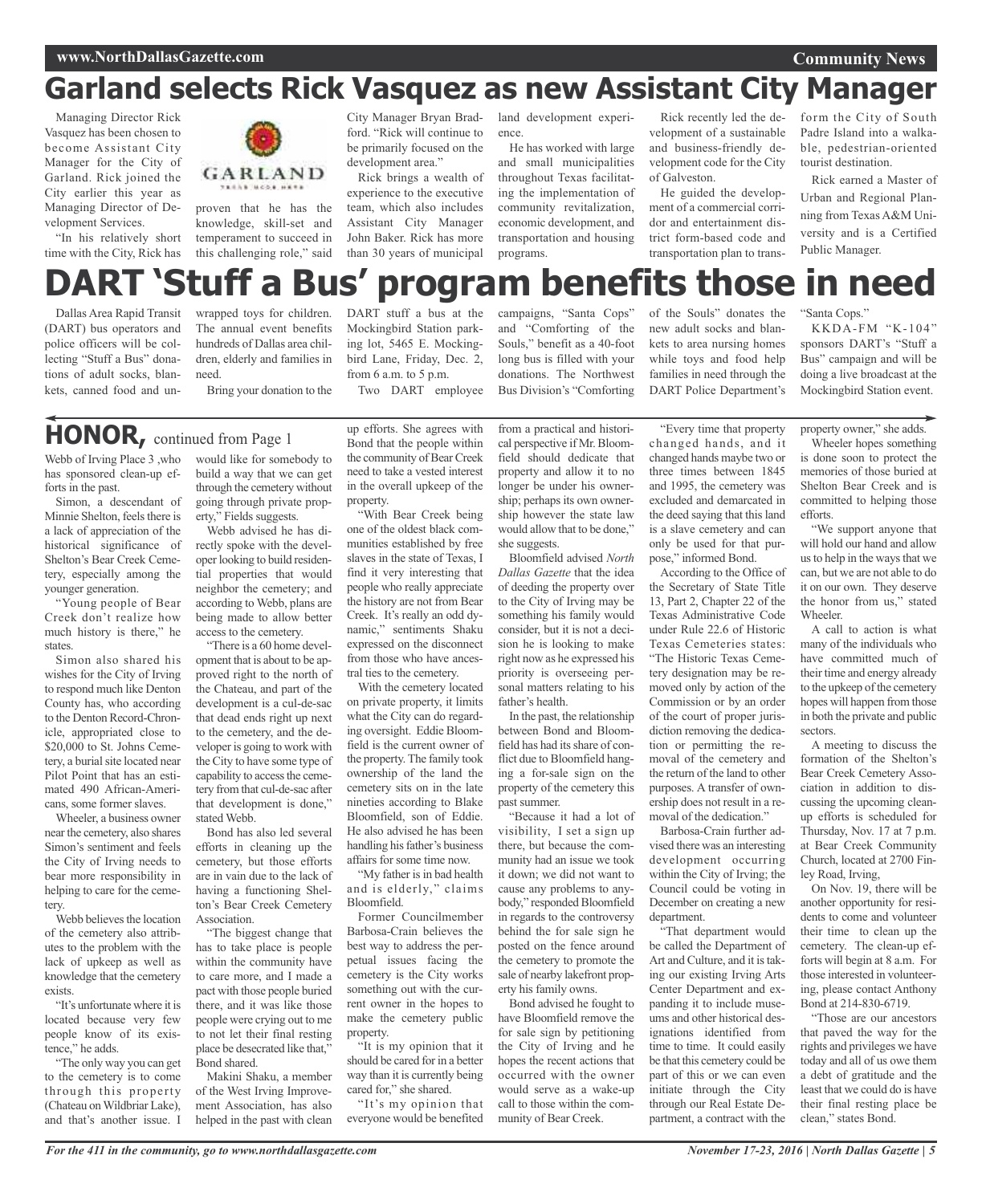# Garland selects Rick Vasquez as new Assistant City Manager

Managing Director Rick Vasquez has been chosen to become Assistant City Manager for the City of Garland. Rick joined the City earlier this year as Managing Director of Development Services.

"In his relatively short time with the City, Rick has proven that he has the knowledge, skill-set and temperament to succeed in this challenging role," said City Manager Bryan Bradford. "Rick will continue to be primarily focused on the development area."

Rick brings a wealth of experience to the executive team, which also includes Assistant City Manager John Baker. Rick has more than 30 years of municipal land development experience.

He has worked with large and small municipalities throughout Texas facilitating the implementation of community revitalization, economic development, and transportation and housing programs.

Rick recently led the development of a sustainable and business-friendly development code for the City of Galveston.

He guided the development of a commercial corridor and entertainment district form-based code and transportation plan to transform the City of South Padre Island into a walkable, pedestrian-oriented tourist destination.

Rick earned a Master of Urban and Regional Planning from Texas A&M University and is a Certified Public Manager.

# DART 'Stuff a Bus' program benefits those in need

Dallas Area Rapid Transit (DART) bus operators and police officers will be collecting "Stuff a Bus" donations of adult socks, blankets, canned food and unwrapped toys for children. The annual event benefits hundreds of Dallas area children, elderly and families in need.

Bring your donation to the DART stuff a bus at the Mockingbird Station parking lot, 5465 E. Mockingbird Lane, Friday, Dec. 2, from 6 a.m. to 5 p.m.

Two DART employee campaigns, "Santa Cops" and "Comforting of the Souls," benefit as a 40-foot long bus is filled with your donations. The Northwest Bus Division's "Comforting of the Souls" donates the new adult socks and blankets to area nursing homes while toys and food help families in need through the DART Police Department's "Santa Cops."

KKDA-FM "K-104" sponsors DART's "Stuff a Bus" campaign and will be doing a live broadcast at the Mockingbird Station event.

## HONOR, continued from Page 1

Webb of Irving Place 3 ,who has sponsored clean-up efforts in the past.

Simon, a descendant of Minnie Shelton, feels there is a lack of appreciation of the historical significance of Shelton's Bear Creek Cemetery, especially among the younger generation.

"Young people of Bear Creek don't realize how much history is there," he states.

Simon also shared his wishes for the City of Irving to respond much like Denton County has, who according to the Denton Record-Chronicle, appropriated close to $20,000 to St. Johns Cemetery, a burial site located near Pilot Point that has an estimated 490 African-Americans, some former slaves.

Wheeler, a business owner near the cemetery, also shares Simon's sentiment and feels the City of Irving needs to bear more responsibility in helping to care for the cemetery.

Webb believes the location of the cemetery also attributes to the problem with the lack of upkeep as well as knowledge that the cemetery exists.

"It's unfortunate where it is located because very few people know of its existence," he adds.

"The only way you can get to the cemetery is to come through this property (Chateau on Wildbriar Lake), and that's another issue. I would like for somebody to build a way that we can get through the cemetery without going through private property," Fields suggests.

Webb advised he has directly spoke with the developer looking to build residential properties that would neighbor the cemetery; and according to Webb, plans are being made to allow better access to the cemetery.

"There is a 60 home development that is about to be approved right to the north of the Chateau, and part of the development is a cul-de-sac that dead ends right up next to the cemetery, and the developer is going to work with the City to have some type of capability to access the cemetery from that cul-de-sac after that development is done," stated Webb.

Bond has also led several efforts in cleaning up the cemetery, but those efforts are in vain due to the lack of having a functioning Shelton's Bear Creek Cemetery Association.

"The biggest change that has to take place is people within the community have to care more, and I made a pact with those people buried there, and it was like those people were crying out to me to not let their final resting place be desecrated like that," Bond shared.

Makini Shaku, a member of the West Irving Improvement Association, has also helped in the past with clean up efforts. She agrees with Bond that the people within the community of Bear Creek need to take a vested interest in the overall upkeep of the property.

"With Bear Creek being one of the oldest black communities established by free slaves in the state of Texas, I find it very interesting that people who really appreciate the history are not from Bear Creek. It's really an odd dynamic," sentiments Shaku expressed on the disconnect from those who have ancestral ties to the cemetery.

With the cemetery located on private property, it limits what the City can do regarding oversight. Eddie Bloomfield is the current owner of the property. The family took ownership of the land the cemetery sits on in the late nineties according to Blake Bloomfield, son of Eddie. He also advised he has been handling his father's business affairs for some time now.

"My father is in bad health and is elderly," claims Bloomfield.

Former Councilmember Barbosa-Crain believes the best way to address the perpetual issues facing the cemetery is the City works something out with the current owner in the hopes to make the cemetery public property.

"It is my opinion that it should be cared for in a better way than it is currently being cared for," she shared.

"It's my opinion that everyone would be benefited from a practical and historical perspective if Mr. Bloomfield should dedicate that property and allow it to no longer be under his ownership; perhaps its own ownership however the state law would allow that to be done," she suggests.

Bloomfield advised *North Dallas Gazette* that the idea of deeding the property over to the City of Irving may be something his family would consider, but it is not a decision he is looking to make right now as he expressed his priority is overseeing personal matters relating to his father's health.

In the past, the relationship between Bond and Bloomfield has had its share of conflict due to Bloomfield hanging a for-sale sign on the property of the cemetery this past summer.

"Because it had a lot of visibility, I set a sign up there, but because the community had an issue we took it down; we did not want to cause any problems to anybody," responded Bloomfield in regards to the controversy behind the for sale sign he posted on the fence around the cemetery to promote the sale of nearby lakefront property his family owns.

Bond advised he fought to have Bloomfield remove the for sale sign by petitioning the City of Irving and he hopes the recent actions that occurred with the owner would serve as a wake-up call to those within the community of Bear Creek.

"Every time that property changed hands, and it changed hands maybe two or three times between 1845 and 1995, the cemetery was excluded and demarcated in the deed saying that this land is a slave cemetery and can only be used for that purpose," informed Bond.

According to the Office of the Secretary of State Title 13, Part 2, Chapter 22 of the Texas Administrative Code under Rule 22.6 of Historic Texas Cemeteries states: "The Historic Texas Cemetery designation may be removed only by action of the Commission or by an order of the court of proper jurisdiction removing the dedication or permitting the removal of the cemetery and the return of the land to other purposes. A transfer of ownership does not result in a removal of the dedication."

Barbosa-Crain further advised there was an interesting development occurring within the City of Irving; the Council could be voting in December on creating a new department.

"That department would be called the Department of Art and Culture, and it is taking our existing Irving Arts Center Department and expanding it to include museums and other historical designations identified from time to time. It could easily be that this cemetery could be part of this or we can even initiate through the City through our Real Estate Department, a contract with the property owner," she adds.

Wheeler hopes something is done soon to protect the memories of those buried at Shelton Bear Creek and is committed to helping those efforts.

"We support anyone that will hold our hand and allow us to help in the ways that we can, but we are not able to do it on our own. They deserve the honor from us," stated Wheeler.

A call to action is what many of the individuals who have committed much of their time and energy already to the upkeep of the cemetery hopes will happen from those in both the private and public sectors.

A meeting to discuss the formation of the Shelton's Bear Creek Cemetery Association in addition to discussing the upcoming cleanup efforts is scheduled for Thursday, Nov. 17 at 7 p.m. at Bear Creek Community Church, located at 2700 Finley Road, Irving,

On Nov. 19, there will be another opportunity for residents to come and volunteer their time to clean up the cemetery. The clean-up efforts will begin at 8 a.m. For those interested in volunteering, please contact Anthony Bond at 214-830-6719.

"Those are our ancestors that paved the way for the rights and privileges we have today and all of us owe them a debt of gratitude and the least that we could do is have their final resting place be clean," states Bond.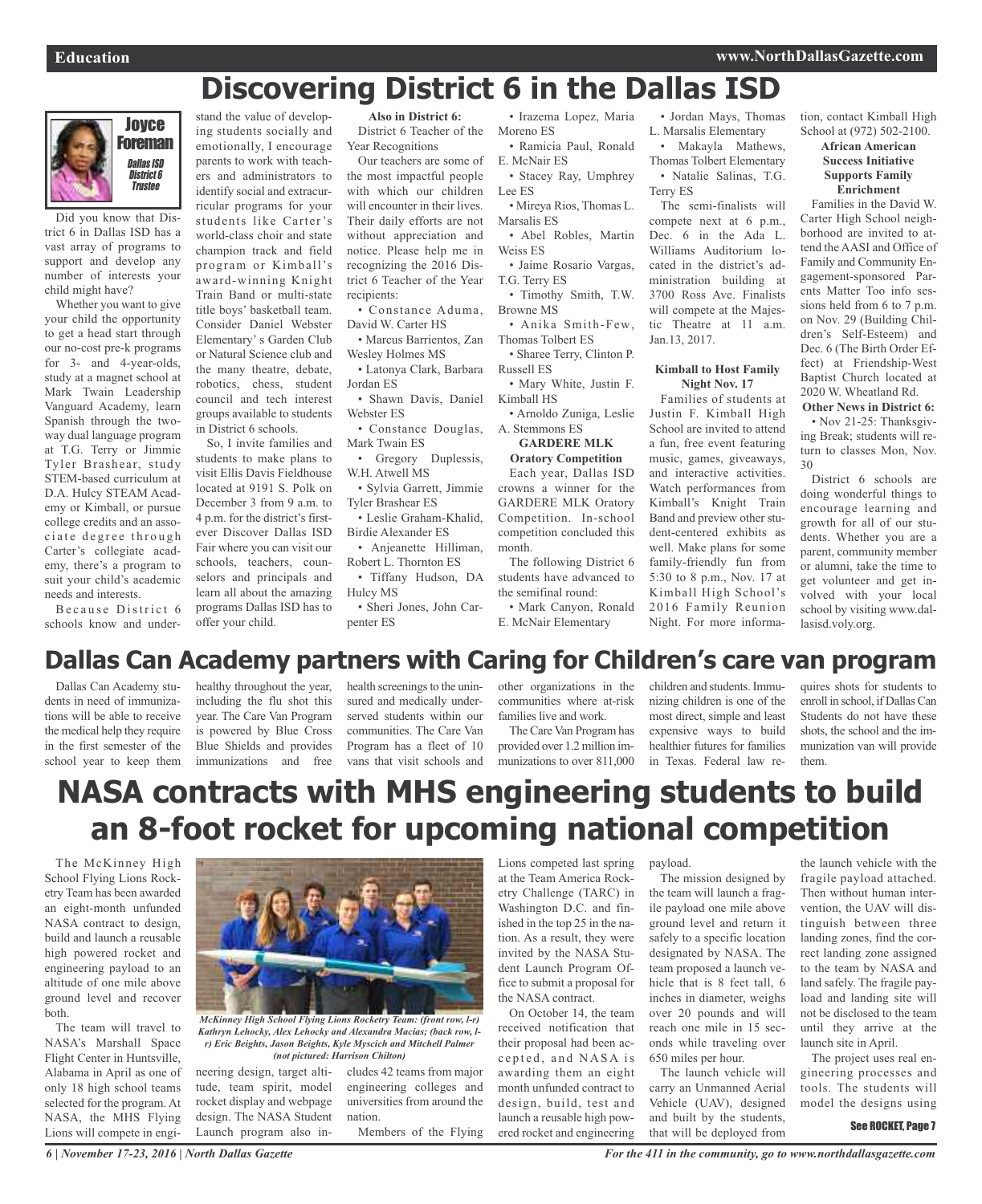# Discovering District 6 in the Dallas ISD

**Joyce Foreman**
*Dallas ISD District 6 Trustee*

Did you know that District 6 in Dallas ISD has a vast array of programs to support and develop any number of interests your child might have?

Whether you want to give your child the opportunity to get a head start through our no-cost pre-k programs for 3- and 4-year-olds, study at a magnet school at Mark Twain Leadership Vanguard Academy, learn Spanish through the two-way dual language program at T.G. Terry or Jimmie Tyler Brashear, study STEM-based curriculum at D.A. Hulcy STEAM Academy or Kimball, or pursue college credits and an associate degree through Carter's collegiate academy, there's a program to suit your child's academic needs and interests.

Because District 6 schools know and understand the value of developing students socially and emotionally, I encourage parents to work with teachers and administrators to identify social and extracurricular programs for your students like Carter's world-class choir and state champion track and field program or Kimball's award-winning Knight Train Band or multi-state title boys' basketball team. Consider Daniel Webster Elementary's Garden Club or Natural Science club and the many theatre, debate, robotics, chess, student council and tech interest groups available to students in District 6 schools.

So, I invite families and students to make plans to visit Ellis Davis Fieldhouse located at 9191 S. Polk on December 3 from 9 a.m. to 4 p.m. for the district's first-ever Discover Dallas ISD Fair where you can visit our schools, teachers, counselors and principals and learn all about the amazing programs Dallas ISD has to offer your child.

**Also in District 6:**

District 6 Teacher of the Year Recognitions

Our teachers are some of the most impactful people with which our children will encounter in their lives. Their daily efforts are not without appreciation and notice. Please help me in recognizing the 2016 District 6 Teacher of the Year recipients:

- Constance Aduma, David W. Carter HS
- Marcus Barrientos, Zan Wesley Holmes MS
- Latonya Clark, Barbara Jordan ES
- Shawn Davis, Daniel Webster ES
- Constance Douglas, Mark Twain ES
- Gregory Duplessis, W.H. Atwell MS
- Sylvia Garrett, Jimmie Tyler Brashear ES
- Leslie Graham-Khalid, Birdie Alexander ES
- Anjeanette Hilliman, Robert L. Thornton ES
- Tiffany Hudson, DA Hulcy MS
- Sheri Jones, John Carpenter ES
- Irazema Lopez, Maria Moreno ES
- Ramicia Paul, Ronald E. McNair ES
- Stacey Ray, Umphrey Lee ES
- Mireya Rios, Thomas L. Marsalis ES
- Abel Robles, Martin Weiss ES
- Jaime Rosario Vargas, T.G. Terry ES
- Timothy Smith, T.W. Browne MS
- Anika Smith-Few, Thomas Tolbert ES
- Sharee Terry, Clinton P. Russell ES
- Mary White, Justin F. Kimball HS
- Arnoldo Zuniga, Leslie A. Stemmons ES

**GARDERE MLK Oratory Competition**

Each year, Dallas ISD crowns a winner for the GARDERE MLK Oratory Competition. In-school competition concluded this month.

The following District 6 students have advanced to the semifinal round:

- Mark Canyon, Ronald E. McNair Elementary
- Jordan Mays, Thomas L. Marsalis Elementary
- Makayla Mathews, Thomas Tolbert Elementary
- Natalie Salinas, T.G. Terry ES

The semi-finalists will compete next at 6 p.m., Dec. 6 in the Ada L. Williams Auditorium located in the district's administration building at 3700 Ross Ave. Finalists will compete at the Majestic Theatre at 11 a.m. Jan.13, 2017.

**Kimball to Host Family Night Nov. 17**

Families of students at Justin F. Kimball High School are invited to attend a fun, free event featuring music, games, giveaways, and interactive activities. Watch performances from Kimball's Knight Train Band and preview other student-centered exhibits as well. Make plans for some family-friendly fun from 5:30 to 8 p.m., Nov. 17 at Kimball High School's 2016 Family Reunion Night. For more information, contact Kimball High School at (972) 502-2100.

**African American Success Initiative Supports Family Enrichment**

Families in the David W. Carter High School neighborhood are invited to attend the AASI and Office of Family and Community Engagement-sponsored Parents Matter Too info sessions held from 6 to 7 p.m. on Nov. 29 (Building Children's Self-Esteem) and Dec. 6 (The Birth Order Effect) at Friendship-West Baptist Church located at 2020 W. Wheatland Rd.

**Other News in District 6:**

- Nov 21-25: Thanksgiving Break; students will return to classes Mon, Nov. 30

District 6 schools are doing wonderful things to encourage learning and growth for all of our students. Whether you are a parent, community member or alumni, take the time to get volunteer and get involved with your local school by visiting www.dallasisd.voly.org.

# Dallas Can Academy partners with Caring for Children's care van program

Dallas Can Academy students in need of immunizations will be able to receive the medical help they require in the first semester of the school year to keep them healthy throughout the year, including the flu shot this year. The Care Van Program is powered by Blue Cross Blue Shields and provides immunizations and free health screenings to the uninsured and medically underserved students within our communities. The Care Van Program has a fleet of 10 vans that visit schools and other organizations in the communities where at-risk families live and work.

The Care Van Program has provided over 1.2 million immunizations to over 811,000 children and students. Immunizing children is one of the most direct, simple and least expensive ways to build healthier futures for families in Texas. Federal law requires shots for students to enroll in school, if Dallas Can Students do not have these shots, the school and the immunization van will provide them.

# NASA contracts with MHS engineering students to build an 8-foot rocket for upcoming national competition

The McKinney High School Flying Lions Rocketry Team has been awarded an eight-month unfunded NASA contract to design, build and launch a reusable high powered rocket and engineering payload to an altitude of one mile above ground level and recover both.

The team will travel to NASA's Marshall Space Flight Center in Huntsville, Alabama in April as one of only 18 high school teams selected for the program. At NASA, the MHS Flying Lions will compete in engineering design, target altitude, team spirit, model rocket display and webpage design. The NASA Student Launch program also includes 42 teams from major engineering colleges and universities from around the nation.

*McKinney High School Flying Lions Rocketry Team: (front row, l-r) Kathryn Lehocky, Alex Lehocky and Alexandra Macias; (back row, l-r) Eric Beights, Jason Beights, Kyle Myscich and Mitchell Palmer (not pictured: Harrison Chilton)*

Members of the Flying Lions competed last spring at the Team America Rocketry Challenge (TARC) in Washington D.C. and finished in the top 25 in the nation. As a result, they were invited by the NASA Student Launch Program Office to submit a proposal for the NASA contract.

On October 14, the team received notification that their proposal had been accepted, and NASA is awarding them an eight month unfunded contract to design, build, test and launch a reusable high powered rocket and engineering payload.

The mission designed by the team will launch a fragile payload one mile above ground level and return it safely to a specific location designated by NASA. The team proposed a launch vehicle that is 8 feet tall, 6 inches in diameter, weighs over 20 pounds and will reach one mile in 15 seconds while traveling over 650 miles per hour.

The launch vehicle will carry an Unmanned Aerial Vehicle (UAV), designed and built by the students, that will be deployed from the launch vehicle with the fragile payload attached. Then without human intervention, the UAV will distinguish between three landing zones, find the correct landing zone assigned to the team by NASA and land safely. The fragile payload and landing site will not be disclosed to the team until they arrive at the launch site in April.

The project uses real engineering processes and tools. The students will model the designs using

**See ROCKET, Page 7**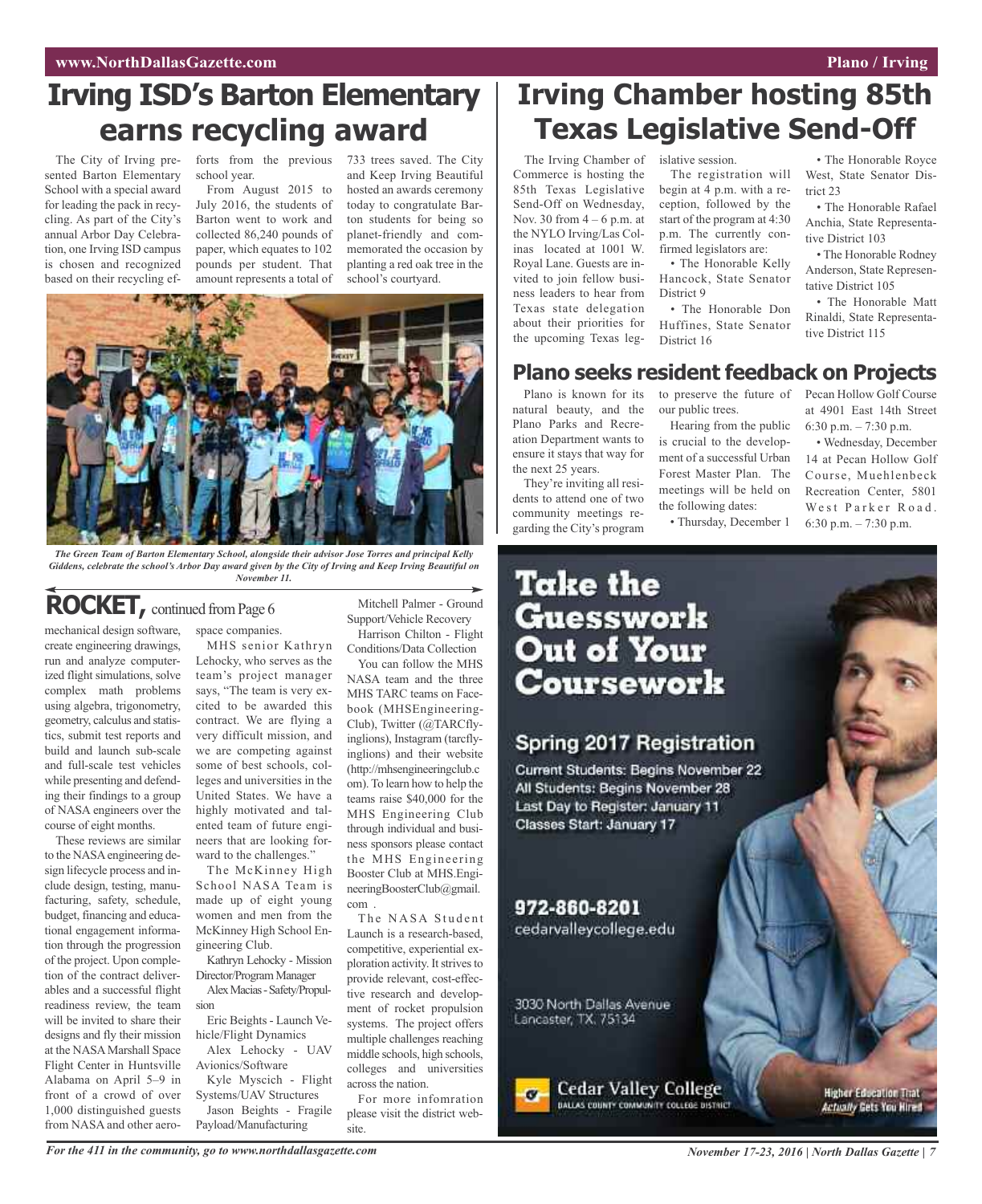# Irving ISD's Barton Elementary earns recycling award

The City of Irving presented Barton Elementary School with a special award for leading the pack in recycling. As part of the City's annual Arbor Day Celebration, one Irving ISD campus is chosen and recognized based on their recycling efforts from the previous school year.

From August 2015 to July 2016, the students of Barton went to work and collected 86,240 pounds of paper, which equates to 102 pounds per student. That amount represents a total of 733 trees saved. The City and Keep Irving Beautiful hosted an awards ceremony today to congratulate Barton students for being so planet-friendly and commemorated the occasion by planting a red oak tree in the school's courtyard.

*The Green Team of Barton Elementary School, alongside their advisor Jose Torres and principal Kelly Giddens, celebrate the school's Arbor Day award given by the City of Irving and Keep Irving Beautiful on November 11.*

# Irving Chamber hosting 85th Texas Legislative Send-Off

The Irving Chamber of Commerce is hosting the 85th Texas Legislative Send-Off on Wednesday, Nov. 30 from 4 – 6 p.m. at the NYLO Irving/Las Colinas located at 1001 W. Royal Lane. Guests are invited to join fellow business leaders to hear from Texas state delegation about their priorities for the upcoming Texas legislative session.

The registration will begin at 4 p.m. with a reception, followed by the start of the program at 4:30 p.m. The currently confirmed legislators are:

- The Honorable Kelly Hancock, State Senator District 9
- The Honorable Don Huffines, State Senator District 16
- The Honorable Royce West, State Senator District 23
- The Honorable Rafael Anchia, State Representative District 103
- The Honorable Rodney Anderson, State Representative District 105
- The Honorable Matt Rinaldi, State Representative District 115

## Plano seeks resident feedback on Projects

Plano is known for its natural beauty, and the Plano Parks and Recreation Department wants to ensure it stays that way for the next 25 years.

They're inviting all residents to attend one of two community meetings regarding the City's program to preserve the future of our public trees.

Hearing from the public is crucial to the development of a successful Urban Forest Master Plan. The meetings will be held on the following dates:

- Thursday, December 1 Pecan Hollow Golf Course at 4901 East 14th Street 6:30 p.m. – 7:30 p.m.
- Wednesday, December 14 at Pecan Hollow Golf Course, Muehlenbeck Recreation Center, 5801 West Parker Road. 6:30 p.m. – 7:30 p.m.

## ROCKET, continued from Page 6

mechanical design software, create engineering drawings, run and analyze computerized flight simulations, solve complex math problems using algebra, trigonometry, geometry, calculus and statistics, submit test reports and build and launch sub-scale and full-scale test vehicles while presenting and defending their findings to a group of NASA engineers over the course of eight months.

These reviews are similar to the NASA engineering design lifecycle process and include design, testing, manufacturing, safety, schedule, budget, financing and educational engagement information through the progression of the project. Upon completion of the contract deliverables and a successful flight readiness review, the team will be invited to share their designs and fly their mission at the NASA Marshall Space Flight Center in Huntsville Alabama on April 5–9 in front of a crowd of over 1,000 distinguished guests from NASA and other aerospace companies.

MHS senior Kathryn Lehocky, who serves as the team's project manager says, "The team is very excited to be awarded this contract. We are flying a very difficult mission, and we are competing against some of best schools, colleges and universities in the United States. We have a highly motivated and talented team of future engineers that are looking forward to the challenges."

The McKinney High School NASA Team is made up of eight young women and men from the McKinney High School Engineering Club.

Kathryn Lehocky - Mission Director/Program Manager

Alex Macias - Safety/Propulsion

Eric Beights - Launch Vehicle/Flight Dynamics

Alex Lehocky - UAV Avionics/Software

Kyle Myscich - Flight Systems/UAV Structures

Jason Beights - Fragile Payload/Manufacturing

Mitchell Palmer - Ground Support/Vehicle Recovery

Harrison Chilton - Flight Conditions/Data Collection

You can follow the MHS NASA team and the three MHS TARC teams on Facebook (MHSEngineeringClub), Twitter (@TARCflyinglions), Instagram (tarcflyinglions) and their website (http://mhsengineeringclub.com). To learn how to help the teams raise $40,000 for the MHS Engineering Club through individual and business sponsors please contact the MHS Engineering Booster Club at MHS.EngineeringBoosterClub@gmail.com .

The NASA Student Launch is a research-based, competitive, experiential exploration activity. It strives to provide relevant, cost-effective research and development of rocket propulsion systems. The project offers multiple challenges reaching middle schools, high schools, colleges and universities across the nation.

For more infomration please visit the district website.

# Take the Guesswork Out of Your Coursework

## Spring 2017 Registration

Current Students: Begins November 22
All Students: Begins November 28
Last Day to Register: January 11
Classes Start: January 17

972-860-8201
cedarvalleycollege.edu

3030 North Dallas Avenue
Lancaster, TX 75134

Cedar Valley College
DALLAS COUNTY COMMUNITY COLLEGE DISTRICT

Higher Education That *Actually* Gets You Hired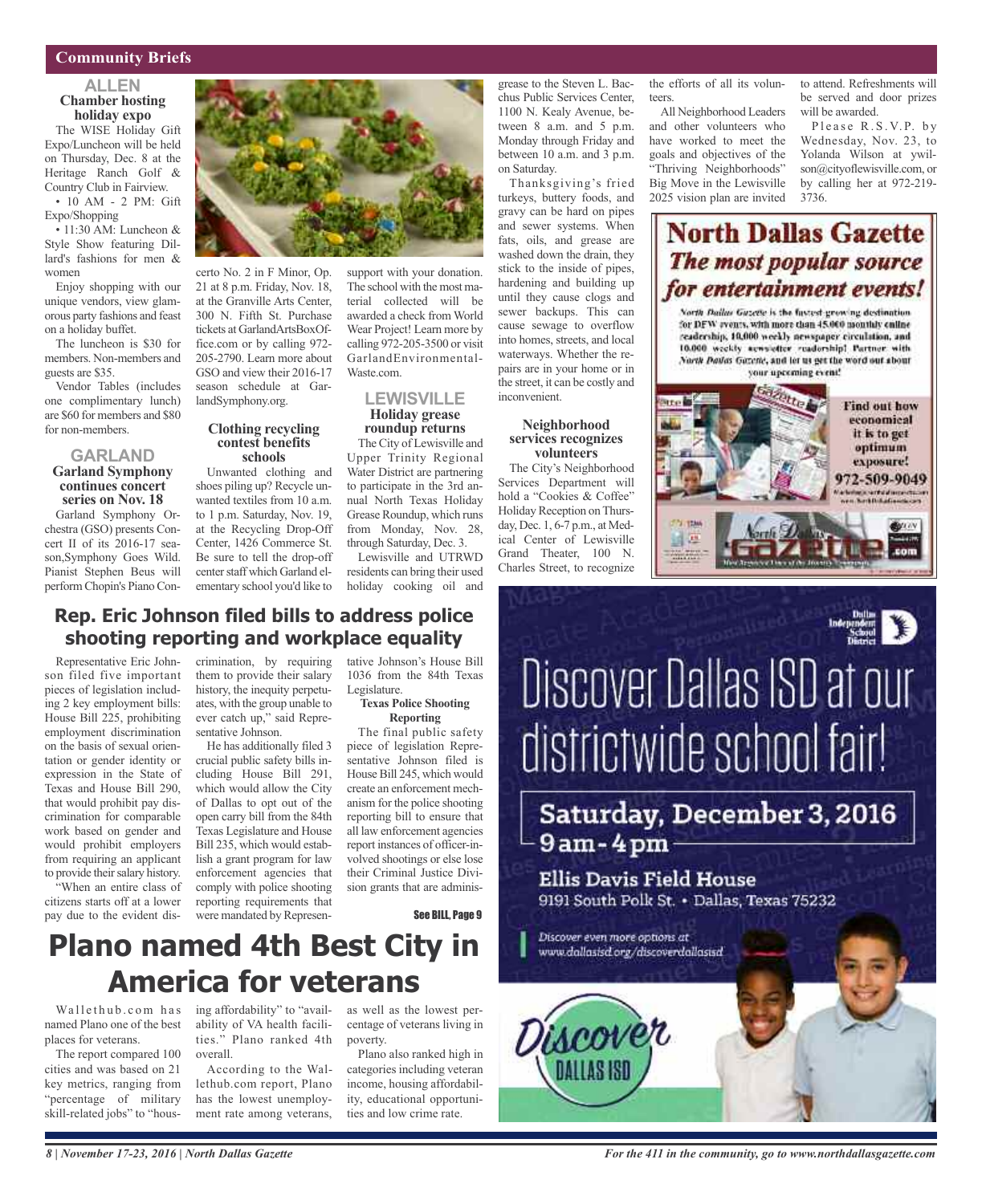## Community Briefs

### ALLEN

#### Chamber hosting holiday expo

The WISE Holiday Gift Expo/Luncheon will be held on Thursday, Dec. 8 at the Heritage Ranch Golf & Country Club in Fairview.

• 10 AM - 2 PM: Gift Expo/Shopping

• 11:30 AM: Luncheon & Style Show featuring Dillard's fashions for men & women

Enjoy shopping with our unique vendors, view glamorous party fashions and feast on a holiday buffet.

The luncheon is $30 for members. Non-members and guests are $35.

Vendor Tables (includes one complimentary lunch) are $60 for members and $80 for non-members.

### GARLAND

#### Garland Symphony continues concert series on Nov. 18

Garland Symphony Orchestra (GSO) presents Concert II of its 2016-17 season,Symphony Goes Wild. Pianist Stephen Beus will perform Chopin's Piano Concerto No. 2 in F Minor, Op. 21 at 8 p.m. Friday, Nov. 18, at the Granville Arts Center, 300 N. Fifth St. Purchase tickets at GarlandArtsBoxOffice.com or by calling 972-205-2790. Learn more about GSO and view their 2016-17 season schedule at GarlandSymphony.org.

#### Clothing recycling contest benefits schools

Unwanted clothing and shoes piling up? Recycle unwanted textiles from 10 a.m. to 1 p.m. Saturday, Nov. 19, at the Recycling Drop-Off Center, 1426 Commerce St. Be sure to tell the drop-off center staff which Garland elementary school you'd like to support with your donation. The school with the most material collected will be awarded a check from World Wear Project! Learn more by calling 972-205-3500 or visit GarlandEnvironmentalWaste.com.

### LEWISVILLE

#### Holiday grease roundup returns

The City of Lewisville and Upper Trinity Regional Water District are partnering to participate in the 3rd annual North Texas Holiday Grease Roundup, which runs from Monday, Nov. 28, through Saturday, Dec. 3.

Lewisville and UTRWD residents can bring their used holiday cooking oil and grease to the Steven L. Bacchus Public Services Center, 1100 N. Kealy Avenue, between 8 a.m. and 5 p.m. Monday through Friday and between 10 a.m. and 3 p.m. on Saturday.

Thanksgiving's fried turkeys, buttery foods, and gravy can be hard on pipes and sewer systems. When fats, oils, and grease are washed down the drain, they stick to the inside of pipes, hardening and building up until they cause clogs and sewer backups. This can cause sewage to overflow into homes, streets, and local waterways. Whether the repairs are in your home or in the street, it can be costly and inconvenient.

#### Neighborhood services recognizes volunteers

The City's Neighborhood Services Department will hold a "Cookies & Coffee" Holiday Reception on Thursday, Dec. 1, 6-7 p.m., at Medical Center of Lewisville Grand Theater, 100 N. Charles Street, to recognize the efforts of all its volunteers.

All Neighborhood Leaders and other volunteers who have worked to meet the goals and objectives of the "Thriving Neighborhoods" Big Move in the Lewisville 2025 vision plan are invited to attend. Refreshments will be served and door prizes will be awarded.

Please R.S.V.P. by Wednesday, Nov. 23, to Yolanda Wilson at ywilson@cityoflewisville.com, or by calling her at 972-219-3736.

**North Dallas Gazette**

***The most popular source for entertainment events!***

North Dallas Gazette is the fastest-growing destination for DFW events, with more than 45,000 monthly online readership, 10,000 weekly newspaper circulation, and 10,000 weekly newsletter readership! Partner with North Dallas Gazette, and let us get the word out about your upcoming event!

Find out how economical it is to get optimum exposure! 972-509-9049

## Rep. Eric Johnson filed bills to address police shooting reporting and workplace equality

Representative Eric Johnson filed five important pieces of legislation including 2 key employment bills: House Bill 225, prohibiting employment discrimination on the basis of sexual orientation or gender identity or expression in the State of Texas and House Bill 290, that would prohibit pay discrimination for comparable work based on gender and would prohibit employers from requiring an applicant to provide their salary history.

"When an entire class of citizens starts off at a lower pay due to the evident discrimination, by requiring them to provide their salary history, the inequity perpetuates, with the group unable to ever catch up," said Representative Johnson.

He has additionally filed 3 crucial public safety bills including House Bill 291, which would allow the City of Dallas to opt out of the open carry bill from the 84th Texas Legislature and House Bill 235, which would establish a grant program for law enforcement agencies that comply with police shooting reporting requirements that were mandated by Representative Johnson's House Bill 1036 from the 84th Texas Legislature.

**Texas Police Shooting Reporting**

The final public safety piece of legislation Representative Johnson filed is House Bill 245, which would create an enforcement mechanism for the police shooting reporting bill to ensure that all law enforcement agencies report instances of officer-involved shootings or else lose their Criminal Justice Division grants that are adminis-

See BILL, Page 9

## Plano named 4th Best City in America for veterans

Wallethub.com has named Plano one of the best places for veterans.

The report compared 100 cities and was based on 21 key metrics, ranging from "percentage of military skill-related jobs" to "housing affordability" to "availability of VA health facilities." Plano ranked 4th overall.

According to the Wallethub.com report, Plano has the lowest unemployment rate among veterans, as well as the lowest percentage of veterans living in poverty.

Plano also ranked high in categories including veteran income, housing affordability, educational opportunities and low crime rate.

Dallas Independent School District

Discover Dallas ISD at our districtwide school fair!

**Saturday, December 3, 2016 9 am - 4 pm**

**Ellis Davis Field House**
9191 South Polk St. • Dallas, Texas 75232

Discover even more options at www.dallasisd.org/discoverdallasisd

Discover DALLAS ISD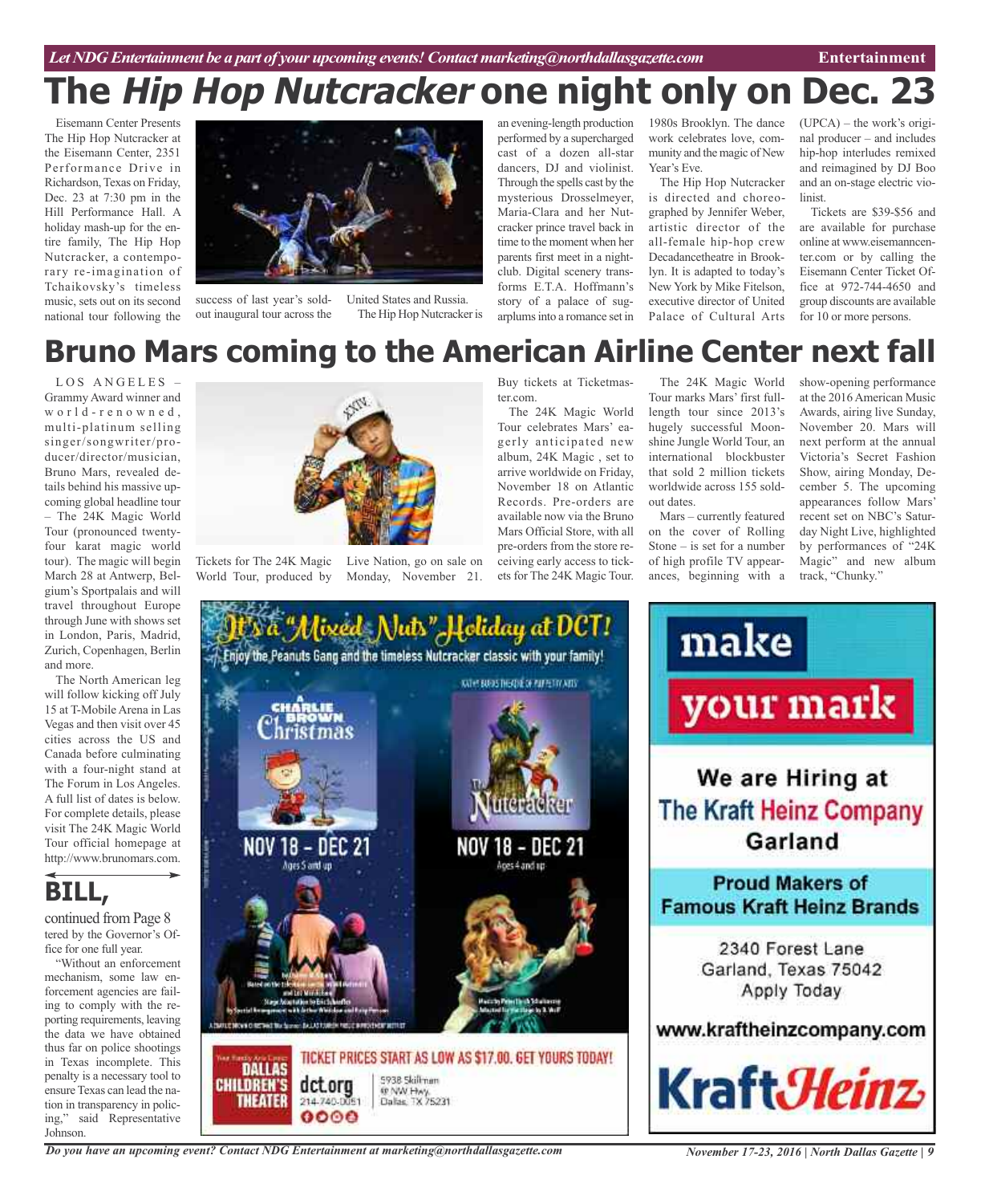# The *Hip Hop Nutcracker* one night only on Dec. 23

Eisemann Center Presents The Hip Hop Nutcracker at the Eisemann Center, 2351 Performance Drive in Richardson, Texas on Friday, Dec. 23 at 7:30 pm in the Hill Performance Hall. A holiday mash-up for the entire family, The Hip Hop Nutcracker, a contemporary re-imagination of Tchaikovsky's timeless music, sets out on its second national tour following the success of last year's sold-out inaugural tour across the United States and Russia.

The Hip Hop Nutcracker is an evening-length production performed by a supercharged cast of a dozen all-star dancers, DJ and violinist. Through the spells cast by the mysterious Drosselmeyer, Maria-Clara and her Nutcracker prince travel back in time to the moment when her parents first meet in a nightclub. Digital scenery transforms E.T.A. Hoffmann's story of a palace of sugarplums into a romance set in 1980s Brooklyn. The dance work celebrates love, community and the magic of New Year's Eve.

The Hip Hop Nutcracker is directed and choreographed by Jennifer Weber, artistic director of the all-female hip-hop crew Decadancetheatre in Brooklyn. It is adapted to today's New York by Mike Fitelson, executive director of United Palace of Cultural Arts (UPCA) – the work's original producer – and includes hip-hop interludes remixed and reimagined by DJ Boo and an on-stage electric violinist.

Tickets are $39-$56 and are available for purchase online at www.eisemanncenter.com or by calling the Eisemann Center Ticket Office at 972-744-4650 and group discounts are available for 10 or more persons.

# Bruno Mars coming to the American Airline Center next fall

LOS ANGELES – Grammy Award winner and world-renowned, multi-platinum selling singer/songwriter/producer/director/musician, Bruno Mars, revealed details behind his massive upcoming global headline tour – The 24K Magic World Tour (pronounced twenty-four karat magic world tour). The magic will begin March 28 at Antwerp, Belgium's Sportpalais and will travel throughout Europe through June with shows set in London, Paris, Madrid, Zurich, Copenhagen, Berlin and more.

The North American leg will follow kicking off July 15 at T-Mobile Arena in Las Vegas and then visit over 45 cities across the US and Canada before culminating with a four-night stand at The Forum in Los Angeles. A full list of dates is below. For complete details, please visit The 24K Magic World Tour official homepage at http://www.brunomars.com.

Tickets for The 24K Magic World Tour, produced by Live Nation, go on sale on Monday, November 21. Buy tickets at Ticketmaster.com.

The 24K Magic World Tour celebrates Mars' eagerly anticipated new album, 24K Magic , set to arrive worldwide on Friday, November 18 on Atlantic Records. Pre-orders are available now via the Bruno Mars Official Store, with all pre-orders from the store receiving early access to tickets for The 24K Magic Tour.

The 24K Magic World Tour marks Mars' first full-length tour since 2013's hugely successful Moonshine Jungle World Tour, an international blockbuster that sold 2 million tickets worldwide across 155 sold-out dates.

Mars – currently featured on the cover of Rolling Stone – is set for a number of high profile TV appearances, beginning with a show-opening performance at the 2016 American Music Awards, airing live Sunday, November 20. Mars will next perform at the annual Victoria's Secret Fashion Show, airing Monday, December 5. The upcoming appearances follow Mars' recent set on NBC's Saturday Night Live, highlighted by performances of "24K Magic" and new album track, "Chunky."

## BILL,

continued from Page 8

tered by the Governor's Office for one full year.

"Without an enforcement mechanism, some law enforcement agencies are failing to comply with the reporting requirements, leaving the data we have obtained thus far on police shootings in Texas incomplete. This penalty is a necessary tool to ensure Texas can lead the nation in transparency in policing," said Representative Johnson.

It's a "Mixed Nuts" Holiday at DCT!

Enjoy the Peanuts Gang and the timeless Nutcracker classic with your family!

A Charlie Brown Christmas — NOV 18 – DEC 21 — Ages 5 and up

The Nutcracker — NOV 18 – DEC 21 — Ages 4 and up

TICKET PRICES START AS LOW AS $17.00. GET YOURS TODAY!

Dallas Children's Theater — dct.org — 214-740-0051 — 5938 Skillman @ NW Hwy. Dallas, TX 75231

make your mark

We are Hiring at The Kraft Heinz Company Garland

Proud Makers of Famous Kraft Heinz Brands

2340 Forest Lane
Garland, Texas 75042
Apply Today

www.kraftheinzcompany.com

KraftHeinz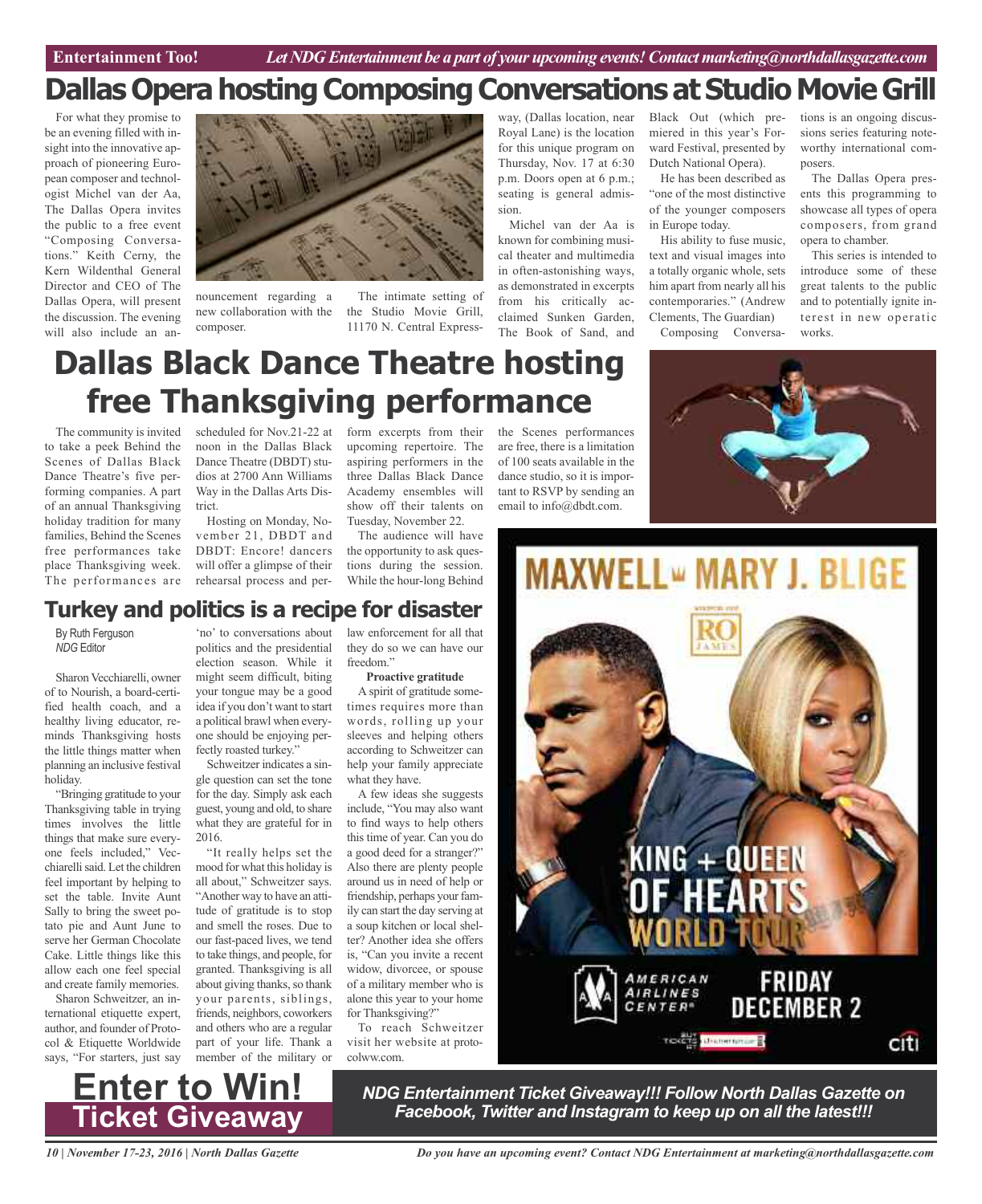# Dallas Opera hosting Composing Conversations at Studio Movie Grill

For what they promise to be an evening filled with insight into the innovative approach of pioneering European composer and technologist Michel van der Aa, The Dallas Opera invites the public to a free event "Composing Conversations." Keith Cerny, the Kern Wildenthal General Director and CEO of The Dallas Opera, will present the discussion. The evening will also include an announcement regarding a new collaboration with the composer.

The intimate setting of the Studio Movie Grill, 11170 N. Central Expressway, (Dallas location, near Royal Lane) is the location for this unique program on Thursday, Nov. 17 at 6:30 p.m. Doors open at 6 p.m.; seating is general admission.

Michel van der Aa is known for combining musical theater and multimedia in often-astonishing ways, as demonstrated in excerpts from his critically acclaimed Sunken Garden, The Book of Sand, and Black Out (which premiered in this year's Forward Festival, presented by Dutch National Opera).

He has been described as "one of the most distinctive of the younger composers in Europe today.

His ability to fuse music, text and visual images into a totally organic whole, sets him apart from nearly all his contemporaries." (Andrew Clements, The Guardian)

Composing Conversations is an ongoing discussions series featuring noteworthy international composers.

The Dallas Opera presents this programming to showcase all types of opera composers, from grand opera to chamber.

This series is intended to introduce some of these great talents to the public and to potentially ignite interest in new operatic works.

# Dallas Black Dance Theatre hosting free Thanksgiving performance

The community is invited to take a peek Behind the Scenes of Dallas Black Dance Theatre's five performing companies. A part of an annual Thanksgiving holiday tradition for many families, Behind the Scenes free performances take place Thanksgiving week. The performances are scheduled for Nov.21-22 at noon in the Dallas Black Dance Theatre (DBDT) studios at 2700 Ann Williams Way in the Dallas Arts District.

Hosting on Monday, November 21, DBDT and DBDT: Encore! dancers will offer a glimpse of their rehearsal process and perform excerpts from their upcoming repertoire. The aspiring performers in the three Dallas Black Dance Academy ensembles will show off their talents on Tuesday, November 22.

The audience will have the opportunity to ask questions during the session. While the hour-long Behind the Scenes performances are free, there is a limitation of 100 seats available in the dance studio, so it is important to RSVP by sending an email to info@dbdt.com.

# Turkey and politics is a recipe for disaster

By Ruth Ferguson
*NDG* Editor

Sharon Vecchiarelli, owner of to Nourish, a board-certified health coach, and a healthy living educator, reminds Thanksgiving hosts the little things matter when planning an inclusive festival holiday.

"Bringing gratitude to your Thanksgiving table in trying times involves the little things that make sure everyone feels included," Vecchiarelli said. Let the children feel important by helping to set the table. Invite Aunt Sally to bring the sweet potato pie and Aunt June to serve her German Chocolate Cake. Little things like this allow each one feel special and create family memories.

Sharon Schweitzer, an international etiquette expert, author, and founder of Protocol & Etiquette Worldwide says, "For starters, just say 'no' to conversations about politics and the presidential election season. While it might seem difficult, biting your tongue may be a good idea if you don't want to start a political brawl when everyone should be enjoying perfectly roasted turkey."

Schweitzer indicates a single question can set the tone for the day. Simply ask each guest, young and old, to share what they are grateful for in 2016.

"It really helps set the mood for what this holiday is all about," Schweitzer says. "Another way to have an attitude of gratitude is to stop and smell the roses. Due to our fast-paced lives, we tend to take things, and people, for granted. Thanksgiving is all about giving thanks, so thank your parents, siblings, friends, neighbors, coworkers and others who are a regular part of your life. Thank a member of the military or law enforcement for all that they do so we can have our freedom."

**Proactive gratitude**

A spirit of gratitude sometimes requires more than words, rolling up your sleeves and helping others according to Schweitzer can help your family appreciate what they have.

A few ideas she suggests include, "You may also want to find ways to help others this time of year. Can you do a good deed for a stranger?" Also there are plenty people around us in need of help or friendship, perhaps your family can start the day serving at a soup kitchen or local shelter? Another idea she offers is, "Can you invite a recent widow, divorcee, or spouse of a military member who is alone this year to your home for Thanksgiving?"

To reach Schweitzer visit her website at protocolww.com.

# Enter to Win!
## Ticket Giveaway

***NDG Entertainment Ticket Giveaway!!! Follow North Dallas Gazette on Facebook, Twitter and Instagram to keep up on all the latest!!!***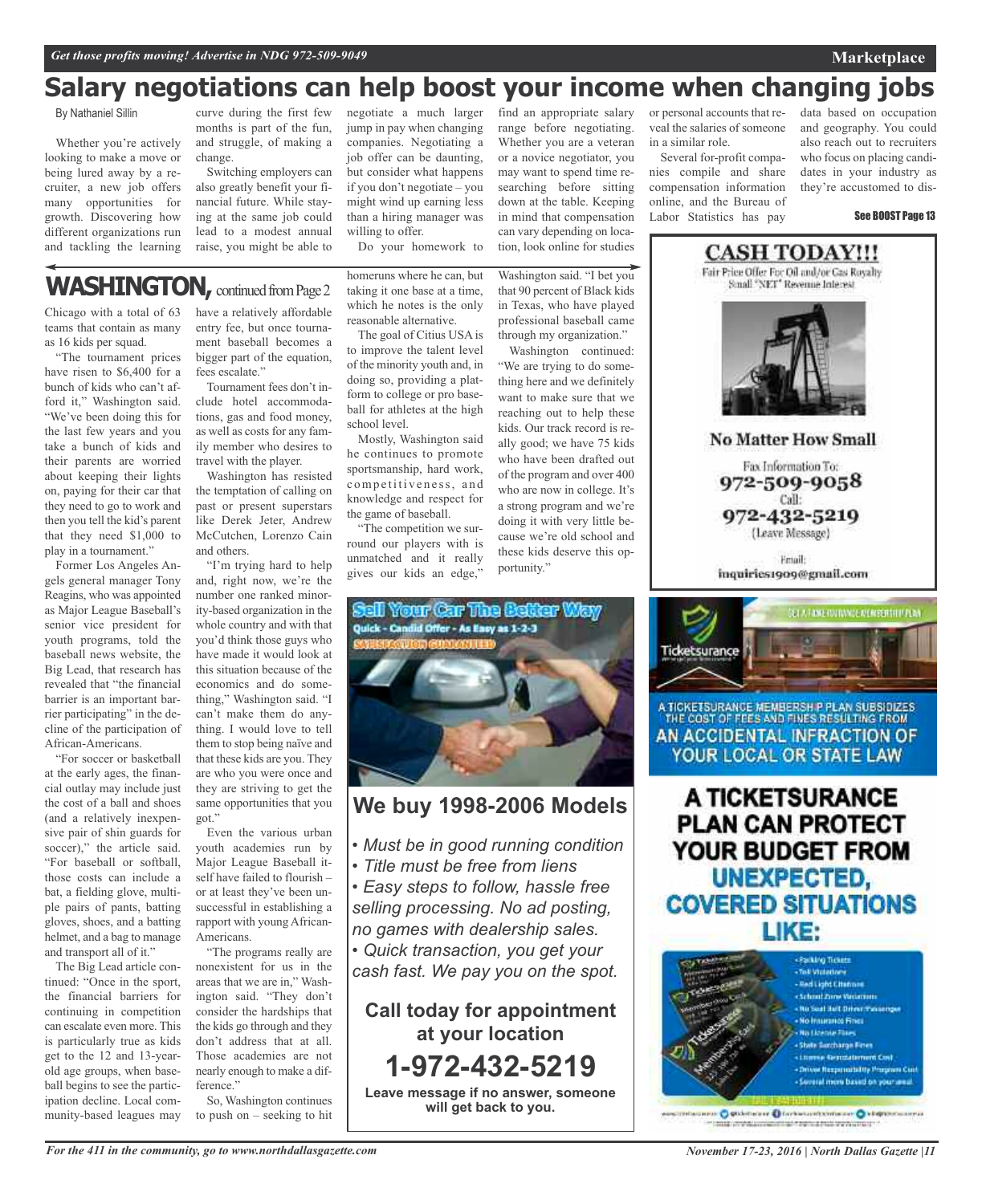# Salary negotiations can help boost your income when changing jobs

By Nathaniel Sillin

Whether you're actively looking to make a move or being lured away by a recruiter, a new job offers many opportunities for growth. Discovering how different organizations run and tackling the learning curve during the first few months is part of the fun, and struggle, of making a change.

Switching employers can also greatly benefit your financial future. While staying at the same job could lead to a modest annual raise, you might be able to negotiate a much larger jump in pay when changing companies. Negotiating a job offer can be daunting, but consider what happens if you don't negotiate – you might wind up earning less than a hiring manager was willing to offer.

Do your homework to find an appropriate salary range before negotiating. Whether you are a veteran or a novice negotiator, you may want to spend time researching before sitting down at the table. Keeping in mind that compensation can vary depending on location, look online for studies or personal accounts that reveal the salaries of someone in a similar role.

Several for-profit companies compile and share compensation information online, and the Bureau of Labor Statistics has pay data based on occupation and geography. You could also reach out to recruiters who focus on placing candidates in your industry as they're accustomed to dis-

See BOOST Page 13

## WASHINGTON, continued from Page 2

Chicago with a total of 63 teams that contain as many as 16 kids per squad.

"The tournament prices have risen to $6,400 for a bunch of kids who can't afford it," Washington said. "We've been doing this for the last few years and you take a bunch of kids and their parents are worried about keeping their lights on, paying for their car that they need to go to work and then you tell the kid's parent that they need $1,000 to play in a tournament."

Former Los Angeles Angels general manager Tony Reagins, who was appointed as Major League Baseball's senior vice president for youth programs, told the baseball news website, the Big Lead, that research has revealed that "the financial barrier is an important barrier participating" in the decline of the participation of African-Americans.

"For soccer or basketball at the early ages, the financial outlay may include just the cost of a ball and shoes (and a relatively inexpensive pair of shin guards for soccer)," the article said. "For baseball or softball, those costs can include a bat, a fielding glove, multiple pairs of pants, batting gloves, shoes, and a batting helmet, and a bag to manage and transport all of it."

The Big Lead article continued: "Once in the sport, the financial barriers for continuing in competition can escalate even more. This is particularly true as kids get to the 12 and 13-year-old age groups, when baseball begins to see the participation decline. Local community-based leagues may have a relatively affordable entry fee, but once tournament baseball becomes a bigger part of the equation, fees escalate."

Tournament fees don't include hotel accommodations, gas and food money, as well as costs for any family member who desires to travel with the player.

Washington has resisted the temptation of calling on past or present superstars like Derek Jeter, Andrew McCutchen, Lorenzo Cain and others.

"I'm trying hard to help and, right now, we're the number one ranked minority-based organization in the whole country and with that you'd think those guys who have made it would look at this situation because of the economics and do something," Washington said. "I can't make them do anything. I would love to tell them to stop being naïve and that these kids are you. They are who you were once and they are striving to get the same opportunities that you got."

Even the various urban youth academies run by Major League Baseball itself have failed to flourish – or at least they've been unsuccessful in establishing a rapport with young African-Americans.

"The programs really are nonexistent for us in the areas that we are in," Washington said. "They don't consider the hardships that the kids go through and they don't address that at all. Those academies are not nearly enough to make a difference."

So, Washington continues to push on – seeking to hit homeruns where he can, but taking it one base at a time, which he notes is the only reasonable alternative.

The goal of Citius USA is to improve the talent level of the minority youth and, in doing so, providing a platform to college or pro baseball for athletes at the high school level.

Mostly, Washington said he continues to promote sportsmanship, hard work, competitiveness, and knowledge and respect for the game of baseball.

"The competition we surround our players with is unmatched and it really gives our kids an edge," Washington said. "I bet you that 90 percent of Black kids in Texas, who have played professional baseball came through my organization."

Washington continued: "We are trying to do something here and we definitely want to make sure that we reaching out to help these kids. Our track record is really good; we have 75 kids who have been drafted out of the program and over 400 who are now in college. It's a strong program and we're doing it with very little because we're old school and these kids deserve this opportunity."

**Sell Your Car The Better Way**
Quick - Candid Offer - As Easy as 1-2-3
SATISFACTION GUARANTEED

## We buy 1998-2006 Models

- *Must be in good running condition*
- *Title must be free from liens*
- *Easy steps to follow, hassle free selling processing. No ad posting, no games with dealership sales.*
- *Quick transaction, you get your cash fast. We pay you on the spot.*

**Call today for appointment at your location**

**1-972-432-5219**

**Leave message if no answer, someone will get back to you.**

**CASH TODAY!!!**

Fair Price Offer For Oil and/or Gas Royalty Small "NET" Revenue Interest

**No Matter How Small**

Fax Information To:
**972-509-9058**
Call:
**972-432-5219**
(Leave Message)

Email:
inquiries1909@gmail.com

A TICKETSURANCE MEMBERSHIP PLAN SUBSIDIZES THE COST OF FEES AND FINES RESULTING FROM AN ACCIDENTAL INFRACTION OF YOUR LOCAL OR STATE LAW

**A TICKETSURANCE PLAN CAN PROTECT YOUR BUDGET FROM UNEXPECTED, COVERED SITUATIONS LIKE:**

- Parking Tickets
- Toll Violations
- Red Light Citations
- School Zone Violations
- No Seat Belt Driver/Passenger
- No Insurance Fines
- No License Fines
- State Surcharge Fines
- License Reinstatement Cost
- Driver Responsibility Program Cost
- Several more based on your area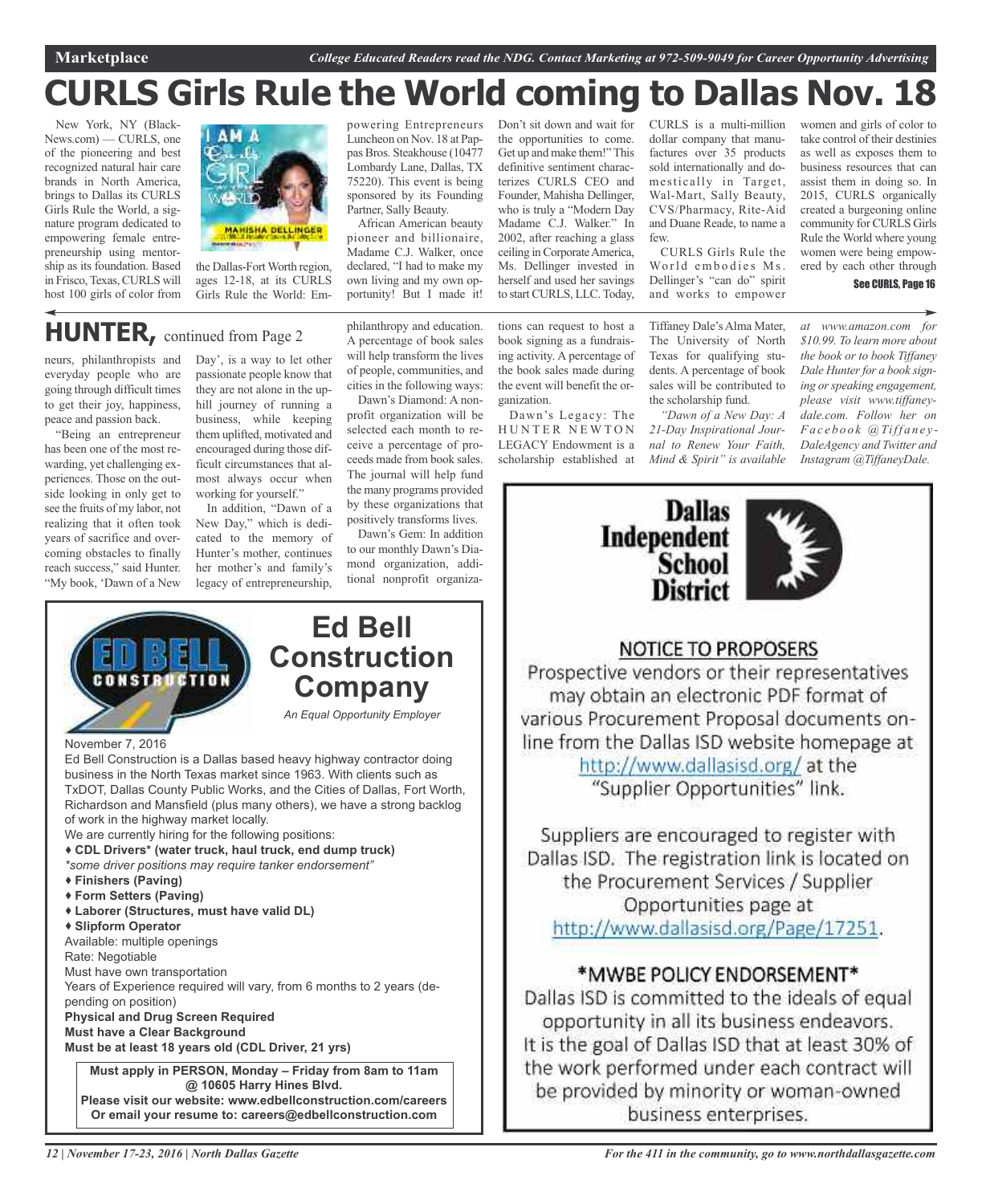# CURLS Girls Rule the World coming to Dallas Nov. 18

New York, NY (BlackNews.com) — CURLS, one of the pioneering and best recognized natural hair care brands in North America, brings to Dallas its CURLS Girls Rule the World, a signature program dedicated to empowering female entrepreneurship using mentorship as its foundation. Based in Frisco, Texas, CURLS will host 100 girls of color from the Dallas-Fort Worth region, ages 12-18, at its CURLS Girls Rule the World: Empowering Entrepreneurs Luncheon on Nov. 18 at Pappas Bros. Steakhouse (10477 Lombardy Lane, Dallas, TX 75220). This event is being sponsored by its Founding Partner, Sally Beauty.

African American beauty pioneer and billionaire, Madame C.J. Walker, once declared, "I had to make my own living and my own opportunity! But I made it! Don't sit down and wait for the opportunities to come. Get up and make them!" This definitive sentiment characterizes CURLS CEO and Founder, Mahisha Dellinger, who is truly a "Modern Day Madame C.J. Walker." In 2002, after reaching a glass ceiling in Corporate America, Ms. Dellinger invested in herself and used her savings to start CURLS, LLC. Today, CURLS is a multi-million dollar company that manufactures over 35 products sold internationally and domestically in Target, Wal-Mart, Sally Beauty, CVS/Pharmacy, Rite-Aid and Duane Reade, to name a few.

CURLS Girls Rule the World embodies Ms. Dellinger's "can do" spirit and works to empower women and girls of color to take control of their destinies as well as exposes them to business resources that can assist them in doing so. In 2015, CURLS organically created a burgeoning online community for CURLS Girls Rule the World where young women were being empowered by each other through

**See CURLS, Page 16**

## HUNTER, continued from Page 2

neurs, philanthropists and everyday people who are going through difficult times to get their joy, happiness, peace and passion back.

"Being an entrepreneur has been one of the most rewarding, yet challenging experiences. Those on the outside looking in only get to see the fruits of my labor, not realizing that it often took years of sacrifice and overcoming obstacles to finally reach success," said Hunter. "My book, 'Dawn of a New Day', is a way to let other passionate people know that they are not alone in the uphill journey of running a business, while keeping them uplifted, motivated and encouraged during those difficult circumstances that almost always occur when working for yourself."

In addition, "Dawn of a New Day," which is dedicated to the memory of Hunter's mother, continues her mother's and family's legacy of entrepreneurship, philanthropy and education. A percentage of book sales will help transform the lives of people, communities, and cities in the following ways:

Dawn's Diamond: A nonprofit organization will be selected each month to receive a percentage of proceeds made from book sales. The journal will help fund the many programs provided by these organizations that positively transforms lives.

Dawn's Gem: In addition to our monthly Dawn's Diamond organization, additional nonprofit organizations can request to host a book signing as a fundraising activity. A percentage of the book sales made during the event will benefit the organization.

Dawn's Legacy: The HUNTER NEWTON LEGACY Endowment is a scholarship established at Tiffaney Dale's Alma Mater, The University of North Texas for qualifying students. A percentage of book sales will be contributed to the scholarship fund.

*"Dawn of a New Day: A 21-Day Inspirational Journal to Renew Your Faith, Mind & Spirit" is available at www.amazon.com for $10.99. To learn more about the book or to book Tiffaney Dale Hunter for a book signing or speaking engagement, please visit www.tiffaneydale.com. Follow her on Facebook @TiffaneyDaleAgency and Twitter and Instagram @TiffaneyDale.*

---

## Ed Bell Construction Company

*An Equal Opportunity Employer*

November 7, 2016

Ed Bell Construction is a Dallas based heavy highway contractor doing business in the North Texas market since 1963. With clients such as TxDOT, Dallas County Public Works, and the Cities of Dallas, Fort Worth, Richardson and Mansfield (plus many others), we have a strong backlog of work in the highway market locally.

We are currently hiring for the following positions:

- **CDL Drivers\* (water truck, haul truck, end dump truck)**
  *\*some driver positions may require tanker endorsement"*
- **Finishers (Paving)**
- **Form Setters (Paving)**
- **Laborer (Structures, must have valid DL)**
- **Slipform Operator**

Available: multiple openings
Rate: Negotiable
Must have own transportation
Years of Experience required will vary, from 6 months to 2 years (depending on position)
**Physical and Drug Screen Required**
**Must have a Clear Background**
**Must be at least 18 years old (CDL Driver, 21 yrs)**

**Must apply in PERSON, Monday – Friday from 8am to 11am @ 10605 Harry Hines Blvd.**
**Please visit our website: www.edbellconstruction.com/careers**
**Or email your resume to: careers@edbellconstruction.com**

---

## Dallas Independent School District

### NOTICE TO PROPOSERS

Prospective vendors or their representatives may obtain an electronic PDF format of various Procurement Proposal documents online from the Dallas ISD website homepage at http://www.dallasisd.org/ at the "Supplier Opportunities" link.

Suppliers are encouraged to register with Dallas ISD. The registration link is located on the Procurement Services / Supplier Opportunities page at http://www.dallasisd.org/Page/17251.

### \*MWBE POLICY ENDORSEMENT\*

Dallas ISD is committed to the ideals of equal opportunity in all its business endeavors. It is the goal of Dallas ISD that at least 30% of the work performed under each contract will be provided by minority or woman-owned business enterprises.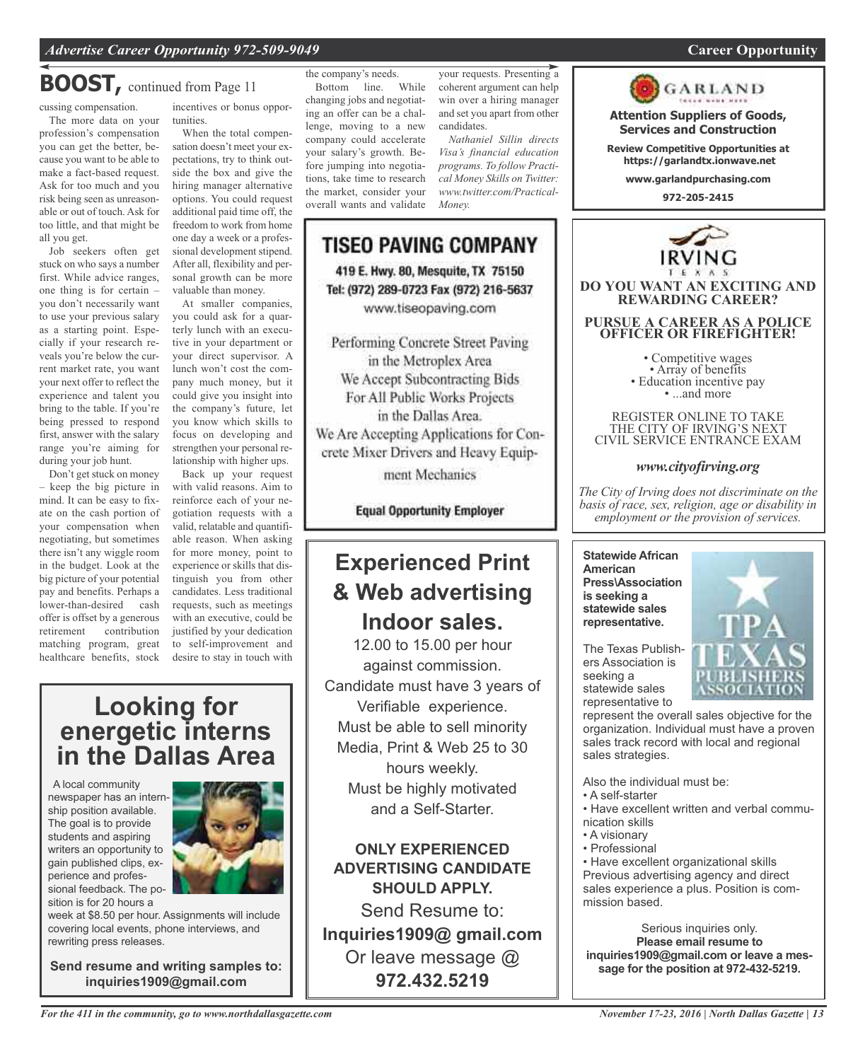## BOOST, continued from Page 11

cussing compensation.

The more data on your profession's compensation you can get the better, because you want to be able to make a fact-based request. Ask for too much and you risk being seen as unreasonable or out of touch. Ask for too little, and that might be all you get.

Job seekers often get stuck on who says a number first. While advice ranges, one thing is for certain – you don't necessarily want to use your previous salary as a starting point. Especially if your research reveals you're below the current market rate, you want your next offer to reflect the experience and talent you bring to the table. If you're being pressed to respond first, answer with the salary range you're aiming for during your job hunt.

Don't get stuck on money – keep the big picture in mind. It can be easy to fixate on the cash portion of your compensation when negotiating, but sometimes there isn't any wiggle room in the budget. Look at the big picture of your potential pay and benefits. Perhaps a lower-than-desired cash offer is offset by a generous retirement contribution matching program, great healthcare benefits, stock incentives or bonus opportunities.

When the total compensation doesn't meet your expectations, try to think outside the box and give the hiring manager alternative options. You could request additional paid time off, the freedom to work from home one day a week or a professional development stipend. After all, flexibility and personal growth can be more valuable than money.

At smaller companies, you could ask for a quarterly lunch with an executive in your department or your direct supervisor. A lunch won't cost the company much money, but it could give you insight into the company's future, let you know which skills to focus on developing and strengthen your personal relationship with higher ups.

Back up your request with valid reasons. Aim to reinforce each of your negotiation requests with a valid, relatable and quantifiable reason. When asking for more money, point to experience or skills that distinguish you from other candidates. Less traditional requests, such as meetings with an executive, could be justified by your dedication to self-improvement and desire to stay in touch with the company's needs.

Bottom line. While changing jobs and negotiating an offer can be a challenge, moving to a new company could accelerate your salary's growth. Before jumping into negotiations, take time to research the market, consider your overall wants and validate your requests. Presenting a coherent argument can help win over a hiring manager and set you apart from other candidates.

*Nathaniel Sillin directs Visa's financial education programs. To follow Practical Money Skills on Twitter: www.twitter.com/PracticalMoney.*

---

## Looking for energetic interns in the Dallas Area

A local community newspaper has an internship position available. The goal is to provide students and aspiring writers an opportunity to gain published clips, experience and professional feedback. The position is for 20 hours a week at $8.50 per hour. Assignments will include covering local events, phone interviews, and rewriting press releases.

**Send resume and writing samples to: inquiries1909@gmail.com**

---

## TISEO PAVING COMPANY

419 E. Hwy. 80, Mesquite, TX 75150
Tel: (972) 289-0723 Fax (972) 216-5637
www.tiseopaving.com

Performing Concrete Street Paving in the Metroplex Area
We Accept Subcontracting Bids For All Public Works Projects in the Dallas Area.
We Are Accepting Applications for Concrete Mixer Drivers and Heavy Equipment Mechanics

**Equal Opportunity Employer**

---

## Experienced Print & Web advertising Indoor sales.

12.00 to 15.00 per hour against commission.
Candidate must have 3 years of Verifiable experience.
Must be able to sell minority Media, Print & Web 25 to 30 hours weekly.
Must be highly motivated and a Self-Starter.

**ONLY EXPERIENCED ADVERTISING CANDIDATE SHOULD APPLY.**

Send Resume to:
**Inquiries1909@ gmail.com**
Or leave message @
**972.432.5219**

---

GARLAND

**Attention Suppliers of Goods, Services and Construction**

**Review Competitive Opportunities at https://garlandtx.ionwave.net**

**www.garlandpurchasing.com**

**972-205-2415**

---

IRVING TEXAS

**DO YOU WANT AN EXCITING AND REWARDING CAREER?**

**PURSUE A CAREER AS A POLICE OFFICER OR FIREFIGHTER!**

- Competitive wages
- Array of benefits
- Education incentive pay
- ...and more

REGISTER ONLINE TO TAKE THE CITY OF IRVING'S NEXT CIVIL SERVICE ENTRANCE EXAM

*www.cityofirving.org*

*The City of Irving does not discriminate on the basis of race, sex, religion, age or disability in employment or the provision of services.*

---

**Statewide African American Press\Association is seeking a statewide sales representative.**

TPA TEXAS PUBLISHERS ASSOCIATION

The Texas Publishers Association is seeking a statewide sales representative to represent the overall sales objective for the organization. Individual must have a proven sales track record with local and regional sales strategies.

Also the individual must be:

- A self-starter
- Have excellent written and verbal communication skills
- A visionary
- Professional
- Have excellent organizational skills

Previous advertising agency and direct sales experience a plus. Position is commission based.

Serious inquiries only.
**Please email resume to inquiries1909@gmail.com or leave a message for the position at 972-432-5219.**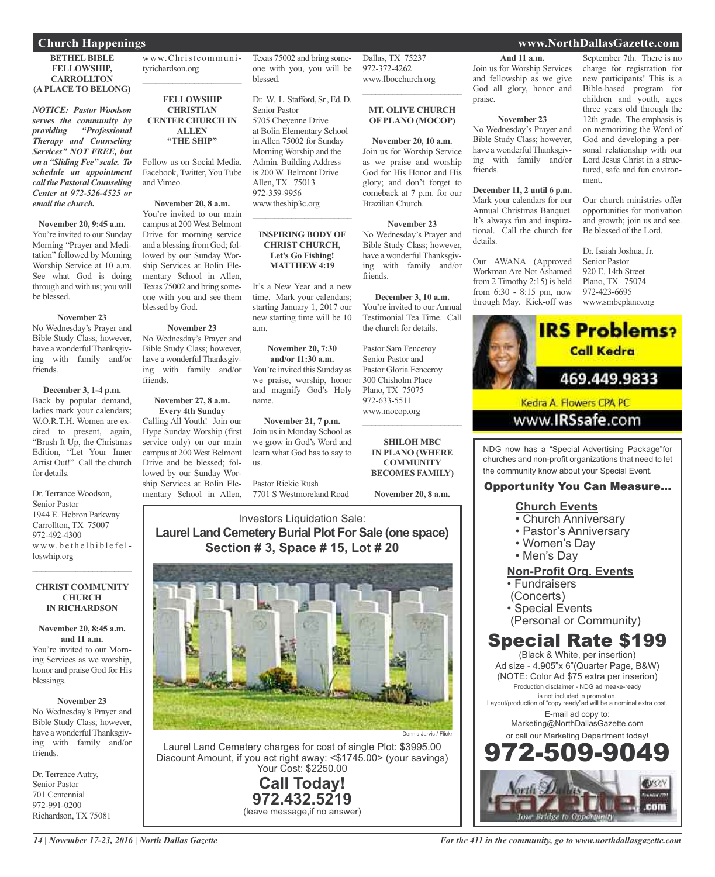## Church Happenings

**BETHEL BIBLE FELLOWSHIP, CARROLLTON (A PLACE TO BELONG)**

***NOTICE: Pastor Woodson serves the community by providing "Professional Therapy and Counseling Services" NOT FREE, but on a "Sliding Fee" scale. To schedule an appointment call the Pastoral Counseling Center at 972-526-4525 or email the church.***

**November 20, 9:45 a.m.**
You're invited to our Sunday Morning "Prayer and Meditation" followed by Morning Worship Service at 10 a.m. See what God is doing through and with us; you will be blessed.

**November 23**
No Wednesday's Prayer and Bible Study Class; however, have a wonderful Thanksgiving with family and/or friends.

**December 3, 1-4 p.m.**
Back by popular demand, ladies mark your calendars; W.O.R.T.H. Women are excited to present, again, "Brush It Up, the Christmas Edition, "Let Your Inner Artist Out!" Call the church for details.

Dr. Terrance Woodson,
Senior Pastor
1944 E. Hebron Parkway
Carrollton, TX 75007
972-492-4300
www.bethelbiblefelloswhip.org

---

**CHRIST COMMUNITY CHURCH IN RICHARDSON**

**November 20, 8:45 a.m. and 11 a.m.**
You're invited to our Morning Services as we worship, honor and praise God for His blessings.

**November 23**
No Wednesday's Prayer and Bible Study Class; however, have a wonderful Thanksgiving with family and/or friends.

Dr. Terrence Autry,
Senior Pastor
701 Centennial
972-991-0200
Richardson, TX 75081
www.Christcommunityrichardson.org

---

**FELLOWSHIP CHRISTIAN CENTER CHURCH IN ALLEN "THE SHIP"**

Follow us on Social Media. Facebook, Twitter, You Tube and Vimeo.

**November 20, 8 a.m.**
You're invited to our main campus at 200 West Belmont Drive for morning service and a blessing from God; followed by our Sunday Worship Services at Bolin Elementary School in Allen, Texas 75002 and bring someone with you and see them blessed by God.

**November 23**
No Wednesday's Prayer and Bible Study Class; however, have a wonderful Thanksgiving with family and/or friends.

**November 27, 8 a.m. Every 4th Sunday**
Calling All Youth! Join our Hype Sunday Worship (first service only) on our main campus at 200 West Belmont Drive and be blessed; followed by our Sunday Worship Services at Bolin Elementary School in Allen, Texas 75002 and bring someone with you, you will be blessed.

Dr. W. L. Stafford, Sr., Ed. D.
Senior Pastor
5705 Cheyenne Drive
at Bolin Elementary School in Allen 75002 for Sunday Morning Worship and the Admin. Building Address is 200 W. Belmont Drive
Allen, TX 75013
972-359-9956
www.theship3c.org

---

**INSPIRING BODY OF CHRIST CHURCH, Let's Go Fishing! MATTHEW 4:19**

It's a New Year and a new time. Mark your calendars; starting January 1, 2017 our new starting time will be 10 a.m.

**November 20, 7:30 and/or 11:30 a.m.**
You're invited this Sunday as we praise, worship, honor and magnify God's Holy name.

**November 21, 7 p.m.**
Join us in Monday School as we grow in God's Word and learn what God has to say to us.

Pastor Rickie Rush
7701 S Westmoreland Road
Dallas, TX 75237
972-372-4262
www.Ibocchurch.org

---

**MT. OLIVE CHURCH OF PLANO (MOCOP)**

**November 20, 10 a.m.**
Join us for Worship Service as we praise and worship God for His Honor and His glory; and don't forget to comeback at 7 p.m. for our Brazilian Church.

**November 23**
No Wednesday's Prayer and Bible Study Class; however, have a wonderful Thanksgiving with family and/or friends.

**December 3, 10 a.m.**
You're invited to our Annual Testimonial Tea Time. Call the church for details.

Pastor Sam Fenceroy
Senior Pastor and
Pastor Gloria Fenceroy
300 Chisholm Place
Plano, TX 75075
972-633-5511
www.mocop.org

---

**SHILOH MBC IN PLANO (WHERE COMMUNITY BECOMES FAMILY)**

**November 20, 8 a.m. And 11 a.m.**
Join us for Worship Services and fellowship as we give God all glory, honor and praise.

**November 23**
No Wednesday's Prayer and Bible Study Class; however, have a wonderful Thanksgiving with family and/or friends.

**December 11, 2 until 6 p.m.**
Mark your calendars for our Annual Christmas Banquet. It's always fun and inspirational. Call the church for details.

Our AWANA (Approved Workman Are Not Ashamed from 2 Timothy 2:15) is held from 6:30 - 8:15 pm, now through May. Kick-off was September 7th. There is no charge for registration for new participants! This is a Bible-based program for children and youth, ages three years old through the 12th grade. The emphasis is on memorizing the Word of God and developing a personal relationship with our Lord Jesus Christ in a structured, safe and fun environment.

Our church ministries offer opportunities for motivation and growth; join us and see. Be blessed of the Lord.

Dr. Isaiah Joshua, Jr.
Senior Pastor
920 E. 14th Street
Plano, TX 75074
972-423-6695
www.smbcplano.org

---

Investors Liquidation Sale:
**Laurel Land Cemetery Burial Plot For Sale (one space)**
**Section # 3, Space # 15, Lot # 20**

Dennis Jarvis / Flickr

Laurel Land Cemetery charges for cost of single Plot: $3995.00
Discount Amount, if you act right away: <$1745.00> (your savings)
Your Cost: $2250.00

**Call Today!**
**972.432.5219**
(leave message,if no answer)

---

**IRS Problems?**
**Call Kedra**
**469.449.9833**
Kedra A. Flowers CPA PC
www.IRSsafe.com

---

NDG now has a "Special Advertising Package"for churches and non-profit organizations that need to let the community know about your Special Event.

**Opportunity You Can Measure...**

**Church Events**
- Church Anniversary
- Pastor's Anniversary
- Women's Day
- Men's Day

**Non-Profit Org. Events**
- Fundraisers (Concerts)
- Special Events (Personal or Community)

**Special Rate $199**
(Black & White, per insertion)
Ad size - 4.905"x 6"(Quarter Page, B&W)
(NOTE: Color Ad $75 extra per inserion)
Production disclaimer - NDG ad meake-ready is not included in promotion.
Layout/production of "copy ready"ad will be a nominal extra cost.
E-mail ad copy to:
Marketing@NorthDallasGazette.com
or call our Marketing Department today!
**972-509-9049**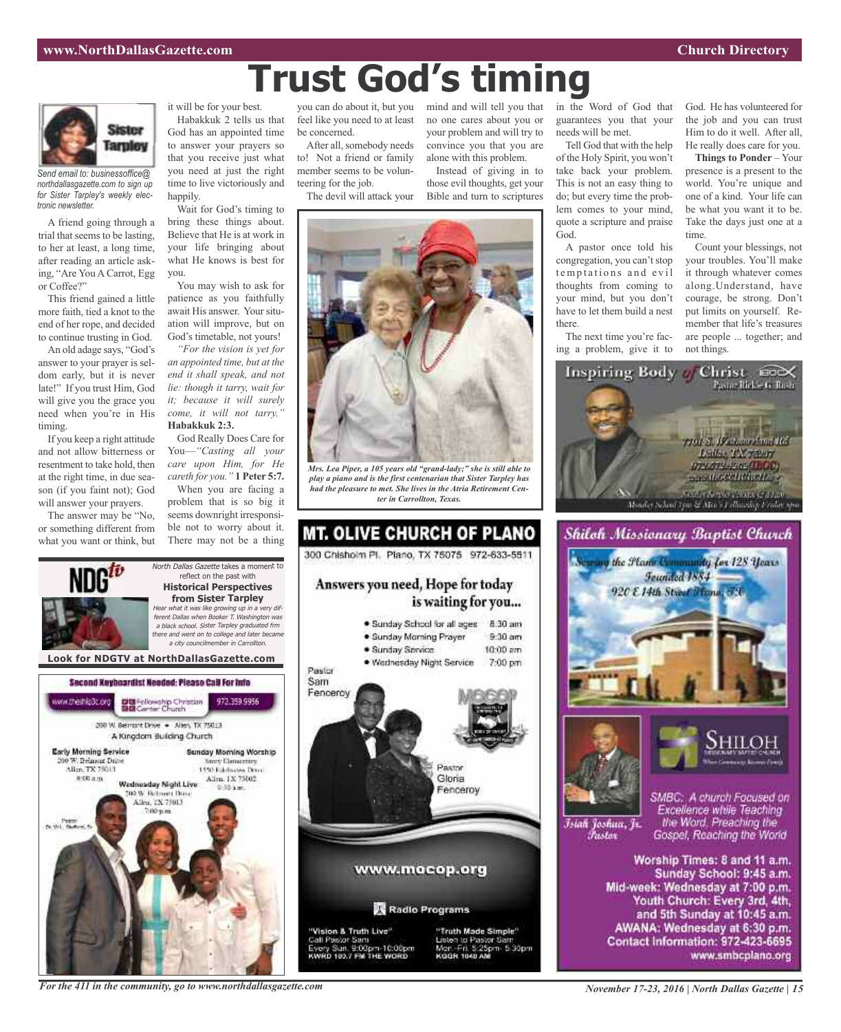# Trust God's timing

*Send email to: businessoffice@northdallasgazette.com to sign up for Sister Tarpley's weekly electronic newsletter.*

A friend going through a trial that seems to be lasting, to her at least, a long time, after reading an article asking, "Are You A Carrot, Egg or Coffee?"

This friend gained a little more faith, tied a knot to the end of her rope, and decided to continue trusting in God.

An old adage says, "God's answer to your prayer is seldom early, but it is never late!" If you trust Him, God will give you the grace you need when you're in His timing.

If you keep a right attitude and not allow bitterness or resentment to take hold, then at the right time, in due season (if you faint not); God will answer your prayers.

The answer may be "No, or something different from what you want or think, but it will be for your best.

Habakkuk 2 tells us that God has an appointed time to answer your prayers so that you receive just what you need at just the right time to live victoriously and happily.

Wait for God's timing to bring these things about. Believe that He is at work in your life bringing about what He knows is best for you.

You may wish to ask for patience as you faithfully await His answer. Your situation will improve, but on God's timetable, not yours!

*"For the vision is yet for an appointed time, but at the end it shall speak, and not lie: though it tarry, wait for it; because it will surely come, it will not tarry."* **Habakkuk 2:3.**

God Really Does Care for You—*"Casting all your care upon Him, for He careth for you."* **1 Peter 5:7.**

When you are facing a problem that is so big it seems downright irresponsible not to worry about it. There may not be a thing you can do about it, but you feel like you need to at least be concerned.

After all, somebody needs to! Not a friend or family member seems to be volunteering for the job.

The devil will attack your mind and will tell you that no one cares about you or your problem and will try to convince you that you are alone with this problem.

Instead of giving in to those evil thoughts, get your Bible and turn to scriptures in the Word of God that guarantees you that your needs will be met.

Tell God that with the help of the Holy Spirit, you won't take back your problem. This is not an easy thing to do; but every time the problem comes to your mind, quote a scripture and praise God.

A pastor once told his congregation, you can't stop temptations and evil thoughts from coming to your mind, but you don't have to let them build a nest there.

The next time you're facing a problem, give it to God. He has volunteered for the job and you can trust Him to do it well. After all, He really does care for you.

**Things to Ponder** – Your presence is a present to the world. You're unique and one of a kind. Your life can be what you want it to be. Take the days just one at a time.

Count your blessings, not your troubles. You'll make it through whatever comes along. Understand, have courage, be strong. Don't put limits on yourself. Remember that life's treasures are people ... together; and not things.

*Mrs. Lea Piper, a 105 years old "grand-lady;" she is still able to play a piano and is the first centenarian that Sister Tarpley has had the pleasure to met. She lives in the Atria Retirement Center in Carrollton, Texas.*

---

*North Dallas Gazette* takes a moment to reflect on the past with **Historical Perspectives from Sister Tarpley**

*Hear what it was like growing up in a very different Dallas when Booker T. Washington was a black school. Sister Tarpley graduated frm there and went on to college and later became a city councilmember in Carrollton.*

**Look for NDGTV at NorthDallasGazette.com**

---

**Second Keyboardist Needed: Please Call For Info**

www.thefellowshipcc.org — Fellowship Christian Center Church — 972.359.9956

200 W. Belmont Drive • Allen, TX 75013

A Kingdom Building Church

**Early Morning Service** — 200 W. Belmont Drive, Allen, TX 75013 — 8:00 a.m.

**Sunday Morning Worship** — Story Elementary, 1550 Edelweiss Drive, Allen, TX 75002 — 9:30 a.m.

**Wednesday Night Live** — 200 W. Belmont Drive, Allen, TX 75013 — 7:00 p.m.

Pastor Dr. W.L. Stafford, Sr.

---

## MT. OLIVE CHURCH OF PLANO

300 Chisholm Pl. Plano, TX 75075 972-633-5511

**Answers you need, Hope for today is waiting for you...**

- Sunday School for all ages — 8:30 am
- Sunday Morning Prayer — 9:30 am
- Sunday Service — 10:00 am
- Wednesday Night Service — 7:00 pm

Pastor Sam Fenceroy

Pastor Gloria Fenceroy

www.mocop.org

**Radio Programs**

"Vision & Truth Live" — Call Pastor Sam — Every Sun. 9:00pm-10:00pm — KWRD 100.7 FM THE WORD

"Truth Made Simple" — Listen to Pastor Sam — Mon.-Fri. 5:25pm-5:30pm — KGGR 1040 AM

---

## Inspiring Body of Christ

Pastor Rickie G. Rush

7701 S. Westmoreland Rd, Dallas, TX 75237

972.372.4262 (IBOC)

www.IBOCCHURCH.org

Sunday Services 7:30 & 11 a.m. — Monday School 7pm & Men's Fellowship Friday 7pm

---

## Shiloh Missionary Baptist Church

Serving the Plano Community for 128 Years

Founded 1884

920 E 14th Street Plano, TX

Isiah Joshua, Jr. Pastor

SHILOH Missionary Baptist Church — Where Community Becomes Family

SMBC: A church Focused on Excellence while Teaching the Word. Preaching the Gospel, Reaching the World

Worship Times: 8 and 11 a.m.
Sunday School: 9:45 a.m.
Mid-week: Wednesday at 7:00 p.m.
Youth Church: Every 3rd, 4th, and 5th Sunday at 10:45 a.m.
AWANA: Wednesday at 6:30 p.m.
Contact Information: 972-423-6695
www.smbcplano.org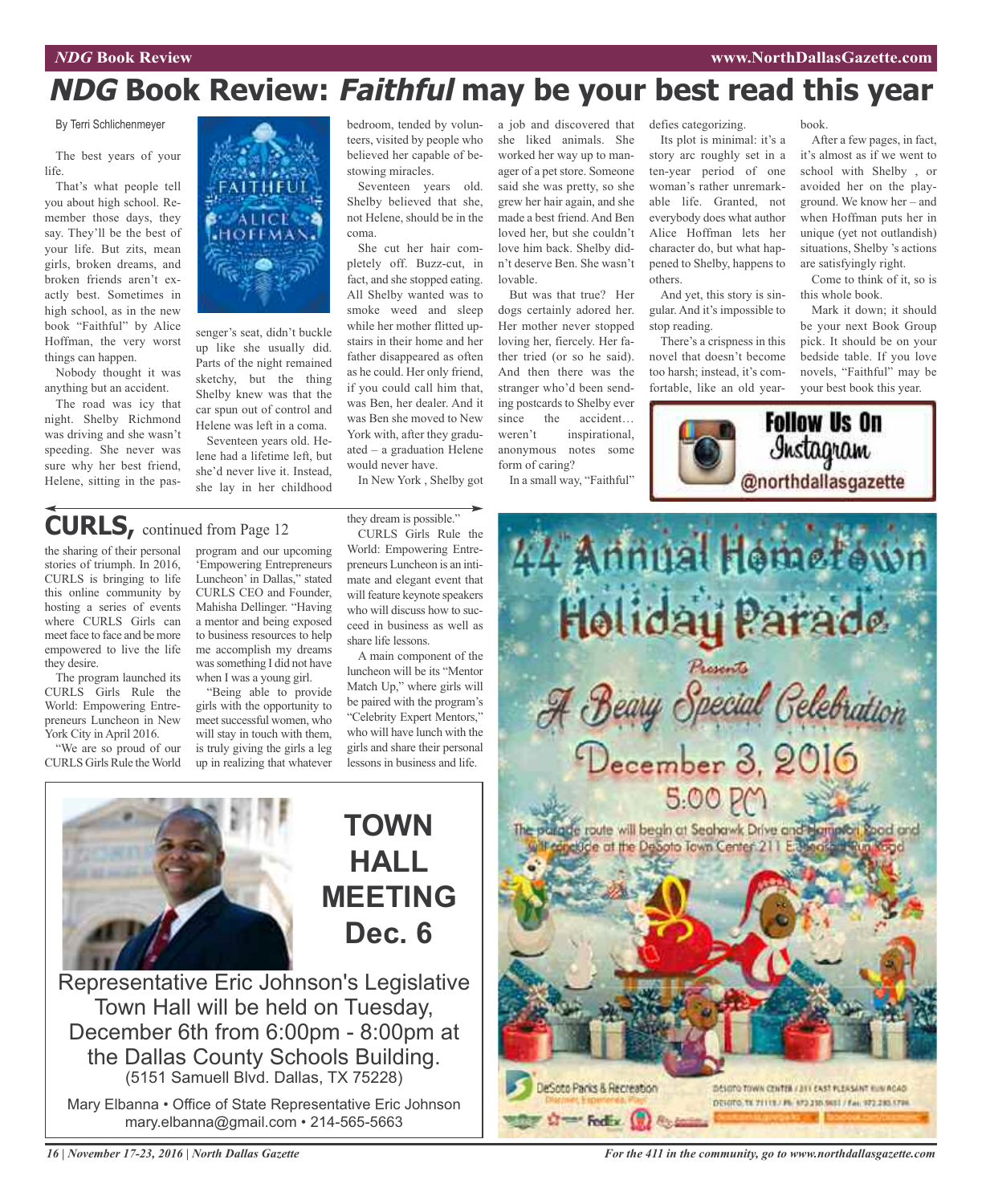# NDG Book Review: *Faithful* may be your best read this year

By Terri Schlichenmeyer

The best years of your life.

That's what people tell you about high school. Remember those days, they say. They'll be the best of your life. But zits, mean girls, broken dreams, and broken friends aren't exactly best. Sometimes in high school, as in the new book "Faithful" by Alice Hoffman, the very worst things can happen.

Nobody thought it was anything but an accident.

The road was icy that night. Shelby Richmond was driving and she wasn't speeding. She never was sure why her best friend, Helene, sitting in the passenger's seat, didn't buckle up like she usually did. Parts of the night remained sketchy, but the thing Shelby knew was that the car spun out of control and Helene was left in a coma.

Seventeen years old. Helene had a lifetime left, but she'd never live it. Instead, she lay in her childhood bedroom, tended by volunteers, visited by people who believed her capable of bestowing miracles.

Seventeen years old. Shelby believed that she, not Helene, should be in the coma.

She cut her hair completely off. Buzz-cut, in fact, and she stopped eating. All Shelby wanted was to smoke weed and sleep while her mother flitted upstairs in their home and her father disappeared as often as he could. Her only friend, if you could call him that, was Ben, her dealer. And it was Ben she moved to New York with, after they graduated – a graduation Helene would never have.

In New York , Shelby got a job and discovered that she liked animals. She worked her way up to manager of a pet store. Someone said she was pretty, so she grew her hair again, and she made a best friend. And Ben loved her, but she couldn't love him back. Shelby didn't deserve Ben. She wasn't lovable.

But was that true? Her dogs certainly adored her. Her mother never stopped loving her, fiercely. Her father tried (or so he said). And then there was the stranger who'd been sending postcards to Shelby ever since the accident… weren't inspirational, anonymous notes some form of caring?

In a small way, "Faithful" defies categorizing.

Its plot is minimal: it's a story arc roughly set in a ten-year period of one woman's rather unremarkable life. Granted, not everybody does what author Alice Hoffman lets her character do, but what happened to Shelby, happens to others.

And yet, this story is singular. And it's impossible to stop reading.

There's a crispness in this novel that doesn't become too harsh; instead, it's comfortable, like an old yearbook.

After a few pages, in fact, it's almost as if we went to school with Shelby , or avoided her on the playground. We know her – and when Hoffman puts her in unique (yet not outlandish) situations, Shelby 's actions are satisfyingly right.

Come to think of it, so is this whole book.

Mark it down; it should be your next Book Group pick. It should be on your bedside table. If you love novels, "Faithful" may be your best book this year.

Follow Us On Instagram @northdallasgazette

## CURLS, continued from Page 12

the sharing of their personal stories of triumph. In 2016, CURLS is bringing to life this online community by hosting a series of events where CURLS Girls can meet face to face and be more empowered to live the life they desire.

The program launched its CURLS Girls Rule the World: Empowering Entrepreneurs Luncheon in New York City in April 2016.

"We are so proud of our CURLS Girls Rule the World program and our upcoming 'Empowering Entrepreneurs Luncheon' in Dallas," stated CURLS CEO and Founder, Mahisha Dellinger. "Having a mentor and being exposed to business resources to help me accomplish my dreams was something I did not have when I was a young girl.

"Being able to provide girls with the opportunity to meet successful women, who will stay in touch with them, is truly giving the girls a leg up in realizing that whatever they dream is possible."

CURLS Girls Rule the World: Empowering Entrepreneurs Luncheon is an intimate and elegant event that will feature keynote speakers who will discuss how to succeed in business as well as share life lessons.

A main component of the luncheon will be its "Mentor Match Up," where girls will be paired with the program's "Celebrity Expert Mentors," who will have lunch with the girls and share their personal lessons in business and life.

## TOWN HALL MEETING Dec. 6

Representative Eric Johnson's Legislative Town Hall will be held on Tuesday, December 6th from 6:00pm - 8:00pm at the Dallas County Schools Building.
(5151 Samuell Blvd. Dallas, TX 75228)

Mary Elbanna • Office of State Representative Eric Johnson
mary.elbanna@gmail.com • 214-565-5663

## 44 Annual Hometown Holiday Parade

Presents

A Beary Special Celebration

December 3, 2016

5:00 PM

The parade route will begin at Seahawk Drive and Hampton Road and will conclude at the DeSoto Town Center 211 E. Pleasant Run Road

DeSoto Parks & Recreation

DESOTO TOWN CENTER / 211 EAST PLEASANT RUN ROAD DESOTO, TX 75115 / Ph: 972.230.9651 / Fax: 972.230.5796